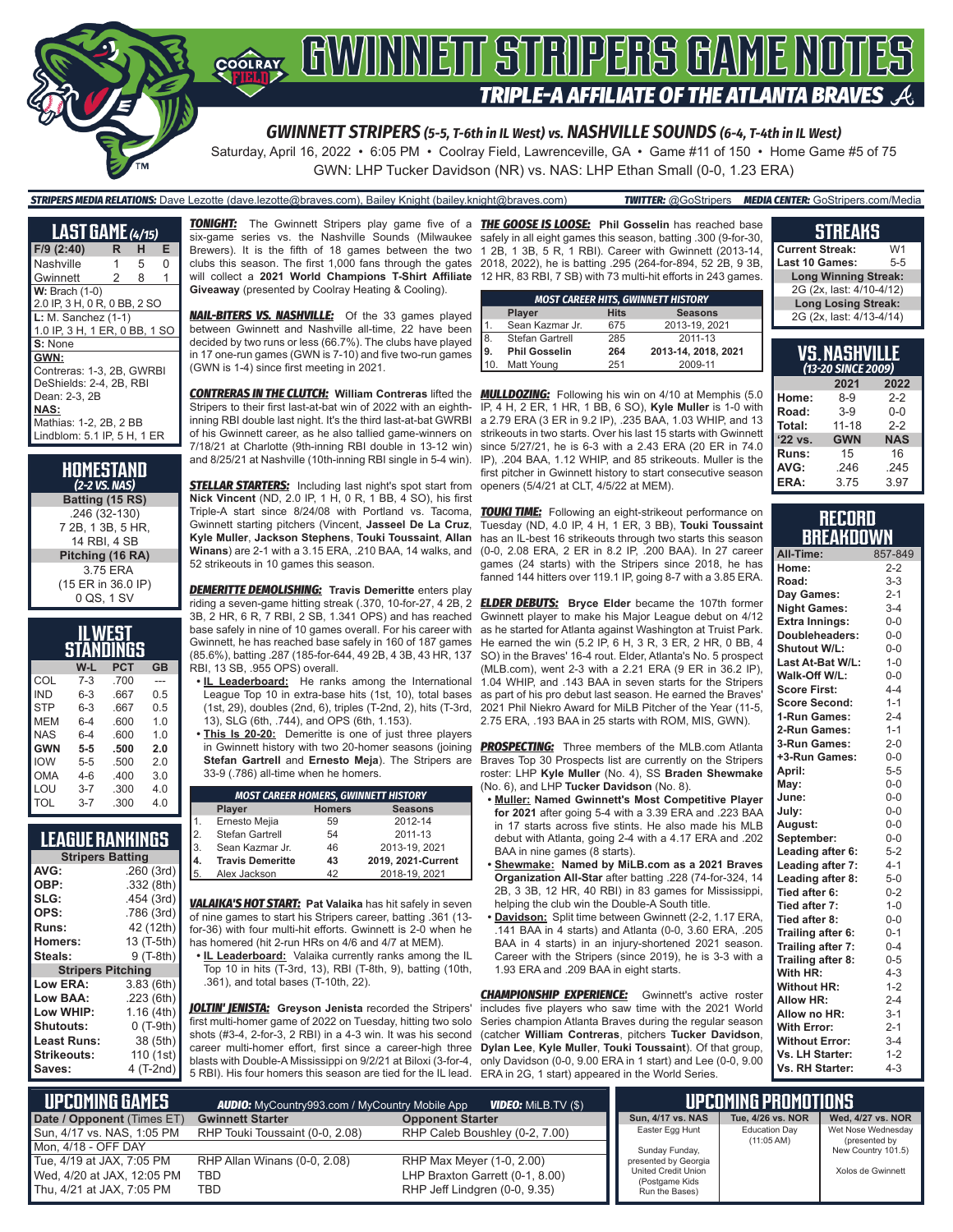# GWINNETT STRIPERS GAME NOTES

## TRIPLE-A AFFILIATE OF THE ATLANTA BRAVES

### GWINNETT STRIPERS (5-5, T-6th in IL West) vs. NASHVILLE SOUNDS (6-4, T-4th in IL West)

Saturday, April 16, 2022 • 6:05 PM • Coolray Field, Lawrenceville, GA • Game #11 of 150 • Home Game #5 of 75

GWN: LHP Tucker Davidson (NR) vs. NAS: LHP Ethan Small (0-0, 1.23 ERA)

**STRIPERS MEDIA RELATIONS:** Dave Lezotte (dave.lezotte@braves.com), Bailey Knight (bailey.knight@braves.com) **TWITTER:** @GoStripers **MEDIA CENTER:** GoStripers.com/Media

## LAST GAME (4/15)

| F/9 (2:40) | R | H | E |
|---|---|---|---|
| Nashville | 1 | 5 | 0 |
| Gwinnett | 2 | 8 | 1 |

**W:** Brach (1-0)
2.0 IP, 3 H, 0 R, 0 BB, 2 SO
**L:** M. Sanchez (1-1)
1.0 IP, 3 H, 1 ER, 0 BB, 1 SO
**S:** None
**GWN:**
Contreras: 1-3, 2B, GWRBI
DeShields: 2-4, 2B, RBI
Dean: 2-3, 2B
**NAS:**
Mathias: 1-2, 2B, 2 BB
Lindblom: 5.1 IP, 5 H, 1 ER

## HOMESTAND
(2-2 VS. NAS)

| Batting (15 RS) |
|---|
| .246 (32-130) |
| 7 2B, 1 3B, 5 HR, |
| 14 RBI, 4 SB |
| **Pitching (16 RA)** |
| 3.75 ERA |
| (15 ER in 36.0 IP) |
| 0 QS, 1 SV |

## IL WEST STANDINGS

| | W-L | PCT | GB |
|---|---|---|---|
| COL | 7-3 | .700 | --- |
| IND | 6-3 | .667 | 0.5 |
| STP | 6-3 | .667 | 0.5 |
| MEM | 6-4 | .600 | 1.0 |
| NAS | 6-4 | .600 | 1.0 |
| **GWN** | **5-5** | **.500** | **2.0** |
| IOW | 5-5 | .500 | 2.0 |
| OMA | 4-6 | .400 | 3.0 |
| LOU | 3-7 | .300 | 4.0 |
| TOL | 3-7 | .300 | 4.0 |

## LEAGUE RANKINGS

| Stripers Batting | |
|---|---|
| AVG: | .260 (3rd) |
| OBP: | .332 (8th) |
| SLG: | .454 (3rd) |
| OPS: | .786 (3rd) |
| Runs: | 42 (12th) |
| Homers: | 13 (T-5th) |
| Steals: | 9 (T-8th) |
| **Stripers Pitching** | |
| Low ERA: | 3.83 (6th) |
| Low BAA: | .223 (6th) |
| Low WHIP: | 1.16 (4th) |
| Shutouts: | 0 (T-9th) |
| Least Runs: | 38 (5th) |
| Strikeouts: | 110 (1st) |
| Saves: | 4 (T-2nd) |

**TONIGHT:** The Gwinnett Stripers play game five of a six-game series vs. the Nashville Sounds (Milwaukee Brewers). It is the fifth of 18 games between the two clubs this season. The first 1,000 fans through the gates will collect a **2021 World Champions T-Shirt Affiliate Giveaway** (presented by Coolray Heating & Cooling).

**NAIL-BITERS VS. NASHVILLE:** Of the 33 games played between Gwinnett and Nashville all-time, 22 have been decided by two runs or less (66.7%). The clubs have played in 17 one-run games (GWN is 7-10) and five two-run games (GWN is 1-4) since first meeting in 2021.

**CONTRERAS IN THE CLUTCH:** **William Contreras** lifted the Stripers to their first last-at-bat win of 2022 with an eighth-inning RBI double last night. It's the third last-at-bat GWRBI of his Gwinnett career, as he also tallied game-winners on 7/18/21 at Charlotte (9th-inning RBI double in 13-12 win) and 8/25/21 at Nashville (10th-inning RBI single in 5-4 win).

**STELLAR STARTERS:** Including last night's spot start from **Nick Vincent** (ND, 2.0 IP, 1 H, 0 R, 1 BB, 4 SO), his first Triple-A start since 8/24/08 with Portland vs. Tacoma, Gwinnett starting pitchers (Vincent, **Jasseel De La Cruz**, **Kyle Muller**, **Jackson Stephens**, **Touki Toussaint**, **Allan Winans**) are 2-1 with a 3.15 ERA, .210 BAA, 14 walks, and 52 strikeouts in 10 games this season.

**DEMERITTE DEMOLISHING:** **Travis Demeritte** enters play riding a seven-game hitting streak (.370, 10-for-27, 4 2B, 2 3B, 2 HR, 6 R, 7 RBI, 2 SB, 1.341 OPS) and has reached base safely in nine of 10 games overall. For his career with Gwinnett, he has reached base safely in 160 of 187 games (85.6%), batting .287 (185-for-644, 49 2B, 4 3B, 43 HR, 137 RBI, 13 SB, .955 OPS) overall.

- **IL Leaderboard:** He ranks among the International League Top 10 in extra-base hits (1st, 10), total bases (1st, 29), doubles (2nd, 6), triples (T-2nd, 2), hits (T-3rd, 13), SLG (6th, .744), and OPS (6th, 1.153).
- **This Is 20-20:** Demeritte is one of just three players in Gwinnett history with two 20-homer seasons (joining **Stefan Gartrell** and **Ernesto Meja**). The Stripers are 33-9 (.786) all-time when he homers.

| MOST CAREER HOMERS, GWINNETT HISTORY | | | |
|---|---|---|---|
| | Player | Homers | Seasons |
| 1. | Ernesto Mejia | 59 | 2012-14 |
| 2. | Stefan Gartrell | 54 | 2011-13 |
| 3. | Sean Kazmar Jr. | 46 | 2013-19, 2021 |
| **4.** | **Travis Demeritte** | **43** | **2019, 2021-Current** |
| 5. | Alex Jackson | 42 | 2018-19, 2021 |

**VALAIKA'S HOT START:** **Pat Valaika** has hit safely in seven of nine games to start his Stripers career, batting .361 (13-for-36) with four multi-hit efforts. Gwinnett is 2-0 when he has homered (hit 2-run HRs on 4/6 and 4/7 at MEM).

- **IL Leaderboard:** Valaika currently ranks among the IL Top 10 in hits (T-3rd, 13), RBI (T-8th, 9), batting (10th, .361), and total bases (T-10th, 22).

**JOLTIN' JENISTA:** **Greyson Jenista** recorded the Stripers' first multi-homer game of 2022 on Tuesday, hitting two solo shots (#3-4, 2-for-3, 2 RBI) in a 4-3 win. It was his second career multi-homer effort, first since a career-high three blasts with Double-A Mississippi on 9/2/21 at Biloxi (3-for-4, 5 RBI). His four homers this season are tied for the IL lead.

**THE GOOSE IS LOOSE:** **Phil Gosselin** has reached base safely in all eight games this season, batting .300 (9-for-30, 1 2B, 1 3B, 5 R, 1 RBI). Career with Gwinnett (2013-14, 2018, 2022), he is batting .295 (264-for-894, 52 2B, 9 3B, 12 HR, 83 RBI, 7 SB) with 73 multi-hit efforts in 243 games.

| MOST CAREER HITS, GWINNETT HISTORY | | | |
|---|---|---|---|
| | Player | Hits | Seasons |
| 1. | Sean Kazmar Jr. | 675 | 2013-19, 2021 |
| 8. | Stefan Gartrell | 285 | 2011-13 |
| **9.** | **Phil Gosselin** | **264** | **2013-14, 2018, 2021** |
| 10. | Matt Young | 251 | 2009-11 |

**MULLDOZING:** Following his win on 4/10 at Memphis (5.0 IP, 4 H, 2 ER, 1 HR, 1 BB, 6 SO), **Kyle Muller** is 1-0 with a 2.79 ERA (3 ER in 9.2 IP), .235 BAA, 1.03 WHIP, and 13 strikeouts in two starts. Over his last 15 starts with Gwinnett since 5/27/21, he is 6-3 with a 2.43 ERA (20 ER in 74.0 IP), .204 BAA, 1.12 WHIP, and 85 strikeouts. Muller is the first pitcher in Gwinnett history to start consecutive season openers (5/4/21 at CLT, 4/5/22 at MEM).

**TOUKI TIME:** Following an eight-strikeout performance on Tuesday (ND, 4.0 IP, 4 H, 1 ER, 3 BB), **Touki Toussaint** has an IL-best 16 strikeouts through two starts this season (0-0, 2.08 ERA, 2 ER in 8.2 IP, .200 BAA). In 27 career games (24 starts) with the Stripers since 2018, he has fanned 144 hitters over 119.1 IP, going 8-7 with a 3.85 ERA.

**ELDER DEBUTS:** **Bryce Elder** became the 107th former Gwinnett player to make his Major League debut on 4/12 as he started for Atlanta against Washington at Truist Park. He earned the win (5.2 IP, 6 H, 3 R, 3 ER, 2 HR, 0 BB, 4 SO) in the Braves' 16-4 rout. Elder, Atlanta's No. 5 prospect (MLB.com), went 2-3 with a 2.21 ERA (9 ER in 36.2 IP), 1.04 WHIP, and .143 BAA in seven starts for the Stripers as part of his pro debut last season. He earned the Braves' 2021 Phil Niekro Award for MiLB Pitcher of the Year (11-5, 2.75 ERA, .193 BAA in 25 starts with ROM, MIS, GWN).

**PROSPECTING:** Three members of the MLB.com Atlanta Braves Top 30 Prospects list are currently on the Stripers roster: LHP **Kyle Muller** (No. 4), SS **Braden Shewmake** (No. 6), and LHP **Tucker Davidson** (No. 8).

- **Muller: Named Gwinnett's Most Competitive Player for 2021** after going 5-4 with a 3.39 ERA and .223 BAA in 17 starts across five stints. He also made his MLB debut with Atlanta, going 2-4 with a 4.17 ERA and .202 BAA in nine games (8 starts).
- **Shewmake: Named by MiLB.com as a 2021 Braves Organization All-Star** after batting .228 (74-for-324, 14 2B, 3 3B, 12 HR, 40 RBI) in 83 games for Mississippi, helping the club win the Double-A South title.
- **Davidson:** Split time between Gwinnett (2-2, 1.17 ERA, .141 BAA in 4 starts) and Atlanta (0-0, 3.60 ERA, .205 BAA in 4 starts) in an injury-shortened 2021 season. Career with the Stripers (since 2019), he is 3-3 with a 1.93 ERA and .209 BAA in eight starts.

**CHAMPIONSHIP EXPERIENCE:** Gwinnett's active roster includes five players who saw time with the 2021 World Series champion Atlanta Braves during the regular season (catcher **William Contreras**, pitchers **Tucker Davidson**, **Dylan Lee**, **Kyle Muller**, **Touki Toussaint**). Of that group, only Davidson (0-0, 9.00 ERA in 1 start) and Lee (0-0, 9.00 ERA in 2G, 1 start) appeared in the World Series.

## STREAKS

| | |
|---|---|
| Current Streak: | W1 |
| Last 10 Games: | 5-5 |
| **Long Winning Streak:** | |
| 2G (2x, last: 4/10-4/12) | |
| **Long Losing Streak:** | |
| 2G (2x, last: 4/13-4/14) | |

## VS. NASHVILLE
(13-20 SINCE 2009)

| | 2021 | 2022 |
|---|---|---|
| Home: | 8-9 | 2-2 |
| Road: | 3-9 | 0-0 |
| Total: | 11-18 | 2-2 |
| '22 vs. | GWN | NAS |
| Runs: | 15 | 16 |
| AVG: | .246 | .245 |
| ERA: | 3.75 | 3.97 |

## RECORD BREAKDOWN

| | |
|---|---|
| All-Time: | 857-849 |
| Home: | 2-2 |
| Road: | 3-3 |
| Day Games: | 2-1 |
| Night Games: | 3-4 |
| Extra Innings: | 0-0 |
| Doubleheaders: | 0-0 |
| Shutout W/L: | 0-0 |
| Last At-Bat W/L: | 1-0 |
| Walk-Off W/L: | 0-0 |
| Score First: | 4-4 |
| Score Second: | 1-1 |
| 1-Run Games: | 2-4 |
| 2-Run Games: | 1-1 |
| 3-Run Games: | 2-0 |
| +3-Run Games: | 0-0 |
| April: | 5-5 |
| May: | 0-0 |
| June: | 0-0 |
| July: | 0-0 |
| August: | 0-0 |
| September: | 0-0 |
| Leading after 6: | 5-2 |
| Leading after 7: | 4-1 |
| Leading after 8: | 5-0 |
| Tied after 6: | 0-2 |
| Tied after 7: | 1-0 |
| Tied after 8: | 0-0 |
| Trailing after 6: | 0-1 |
| Trailing after 7: | 0-4 |
| Trailing after 8: | 0-5 |
| With HR: | 4-3 |
| Without HR: | 1-2 |
| Allow HR: | 2-4 |
| Allow no HR: | 3-1 |
| With Error: | 2-1 |
| Without Error: | 3-4 |
| Vs. LH Starter: | 1-2 |
| Vs. RH Starter: | 4-3 |

## UPCOMING GAMES

**AUDIO:** MyCountry993.com / MyCountry Mobile App **VIDEO:** MiLB.TV ($)

| Date / Opponent (Times ET) | Gwinnett Starter | Opponent Starter |
|---|---|---|
| Sun, 4/17 vs. NAS, 1:05 PM | RHP Touki Toussaint (0-0, 2.08) | RHP Caleb Boushley (0-2, 7.00) |
| Mon, 4/18 - OFF DAY | | |
| Tue, 4/19 at JAX, 7:05 PM | RHP Allan Winans (0-0, 2.08) | RHP Max Meyer (1-0, 2.00) |
| Wed, 4/20 at JAX, 12:05 PM | TBD | LHP Braxton Garrett (0-1, 8.00) |
| Thu, 4/21 at JAX, 7:05 PM | TBD | RHP Jeff Lindgren (0-0, 9.35) |

## UPCOMING PROMOTIONS

| Sun, 4/17 vs. NAS | Tue, 4/26 vs. NOR | Wed, 4/27 vs. NOR |
|---|---|---|
| Easter Egg Hunt<br><br>Sunday Funday, presented by Georgia United Credit Union (Postgame Kids Run the Bases) | Education Day (11:05 AM) | Wet Nose Wednesday (presented by New Country 101.5)<br><br>Xolos de Gwinnett |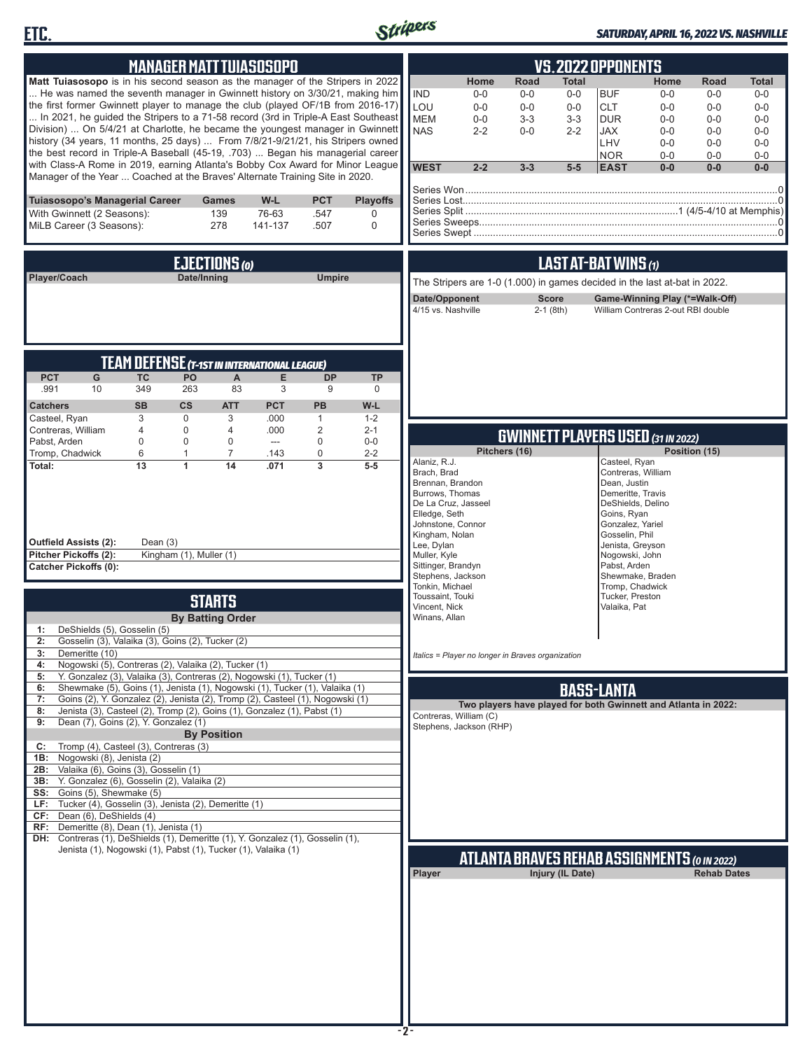# MANAGER MATT TUIASOSOPO

**Matt Tuiasosopo** is in his second season as the manager of the Stripers in 2022 ... He was named the seventh manager in Gwinnett history on 3/30/21, making him the first former Gwinnett player to manage the club (played OF/1B from 2016-17) ... In 2021, he guided the Stripers to a 71-58 record (3rd in Triple-A East Southeast Division) ... On 5/4/21 at Charlotte, he became the youngest manager in Gwinnett history (34 years, 11 months, 25 days) ... From 7/8/21-9/21/21, his Stripers owned the best record in Triple-A Baseball (45-19, .703) ... Began his managerial career with Class-A Rome in 2019, earning Atlanta's Bobby Cox Award for Minor League Manager of the Year ... Coached at the Braves' Alternate Training Site in 2020.

| Tuiasosopo's Managerial Career | Games | W-L | PCT | Playoffs |
|---|---|---|---|---|
| With Gwinnett (2 Seasons): | 139 | 76-63 | .547 | 0 |
| MiLB Career (3 Seasons): | 278 | 141-137 | .507 | 0 |

# EJECTIONS (0)

| Player/Coach | Date/Inning | Umpire |
|---|---|---|

# TEAM DEFENSE (T-1ST IN INTERNATIONAL LEAGUE)

| PCT | G | TC | PO | A | E | DP | TP |
|---|---|---|---|---|---|---|---|
| .991 | 10 | 349 | 263 | 83 | 3 | 9 | 0 |

| Catchers | SB | CS | ATT | PCT | PB | W-L |
|---|---|---|---|---|---|---|
| Casteel, Ryan | 3 | 0 | 3 | .000 | 1 | 1-2 |
| Contreras, William | 4 | 0 | 4 | .000 | 2 | 2-1 |
| Pabst, Arden | 0 | 0 | 0 | --- | 0 | 0-0 |
| Tromp, Chadwick | 6 | 1 | 7 | .143 | 0 | 2-2 |
| **Total:** | **13** | **1** | **14** | **.071** | **3** | **5-5** |

**Outfield Assists (2):** Dean (3)
**Pitcher Pickoffs (2):** Kingham (1), Muller (1)
**Catcher Pickoffs (0):**

# STARTS

**By Batting Order**

| | |
|---|---|
| 1: | DeShields (5), Gosselin (5) |
| 2: | Gosselin (3), Valaika (3), Goins (2), Tucker (2) |
| 3: | Demeritte (10) |
| 4: | Nogowski (5), Contreras (2), Valaika (2), Tucker (1) |
| 5: | Y. Gonzalez (3), Valaika (3), Contreras (2), Nogowski (1), Tucker (1) |
| 6: | Shewmake (5), Goins (1), Jenista (1), Nogowski (1), Tucker (1), Valaika (1) |
| 7: | Goins (2), Y. Gonzalez (2), Jenista (2), Tromp (2), Casteel (1), Nogowski (1) |
| 8: | Jenista (3), Casteel (2), Tromp (2), Goins (1), Gonzalez (1), Pabst (1) |
| 9: | Dean (7), Goins (2), Y. Gonzalez (1) |

**By Position**

| | |
|---|---|
| C: | Tromp (4), Casteel (3), Contreras (3) |
| 1B: | Nogowski (8), Jenista (2) |
| 2B: | Valaika (6), Goins (3), Gosselin (1) |
| 3B: | Y. Gonzalez (6), Gosselin (2), Valaika (2) |
| SS: | Goins (5), Shewmake (5) |
| LF: | Tucker (4), Gosselin (3), Jenista (2), Demeritte (1) |
| CF: | Dean (6), DeShields (4) |
| RF: | Demeritte (8), Dean (1), Jenista (1) |
| DH: | Contreras (1), DeShields (1), Demeritte (1), Y. Gonzalez (1), Gosselin (1), Jenista (1), Nogowski (1), Pabst (1), Tucker (1), Valaika (1) |

# VS. 2022 OPPONENTS

| | Home | Road | Total | | Home | Road | Total |
|---|---|---|---|---|---|---|---|
| IND | 0-0 | 0-0 | 0-0 | BUF | 0-0 | 0-0 | 0-0 |
| LOU | 0-0 | 0-0 | 0-0 | CLT | 0-0 | 0-0 | 0-0 |
| MEM | 0-0 | 3-3 | 3-3 | DUR | 0-0 | 0-0 | 0-0 |
| NAS | 2-2 | 0-0 | 2-2 | JAX | 0-0 | 0-0 | 0-0 |
| | | | | LHV | 0-0 | 0-0 | 0-0 |
| | | | | NOR | 0-0 | 0-0 | 0-0 |
| **WEST** | **2-2** | **3-3** | **5-5** | **EAST** | **0-0** | **0-0** | **0-0** |

Series Won: 0
Series Lost: 0
Series Split: 1 (4/5-4/10 at Memphis)
Series Sweeps: 0
Series Swept: 0

# LAST AT-BAT WINS (1)

The Stripers are 1-0 (1.000) in games decided in the last at-bat in 2022.

| Date/Opponent | Score | Game-Winning Play (*=Walk-Off) |
|---|---|---|
| 4/15 vs. Nashville | 2-1 (8th) | William Contreras 2-out RBI double |

# GWINNETT PLAYERS USED (31 IN 2022)

| Pitchers (16) | Position (15) |
|---|---|
| Alaniz, R.J. | Casteel, Ryan |
| Brach, Brad | Contreras, William |
| Brennan, Brandon | Dean, Justin |
| Burrows, Thomas | Demeritte, Travis |
| De La Cruz, Jasseel | DeShields, Delino |
| Elledge, Seth | Goins, Ryan |
| Johnstone, Connor | Gonzalez, Yariel |
| Kingham, Nolan | Gosselin, Phil |
| Lee, Dylan | Jenista, Greyson |
| Muller, Kyle | Nogowski, John |
| Sittinger, Brandyn | Pabst, Arden |
| Stephens, Jackson | Shewmake, Braden |
| Tonkin, Michael | Tromp, Chadwick |
| Toussaint, Touki | Tucker, Preston |
| Vincent, Nick | Valaika, Pat |
| Winans, Allan | |

*Italics = Player no longer in Braves organization*

# BASS-LANTA

**Two players have played for both Gwinnett and Atlanta in 2022:**

Contreras, William (C)
Stephens, Jackson (RHP)

# ATLANTA BRAVES REHAB ASSIGNMENTS (0 IN 2022)

| Player | Injury (IL Date) | Rehab Dates |
|---|---|---|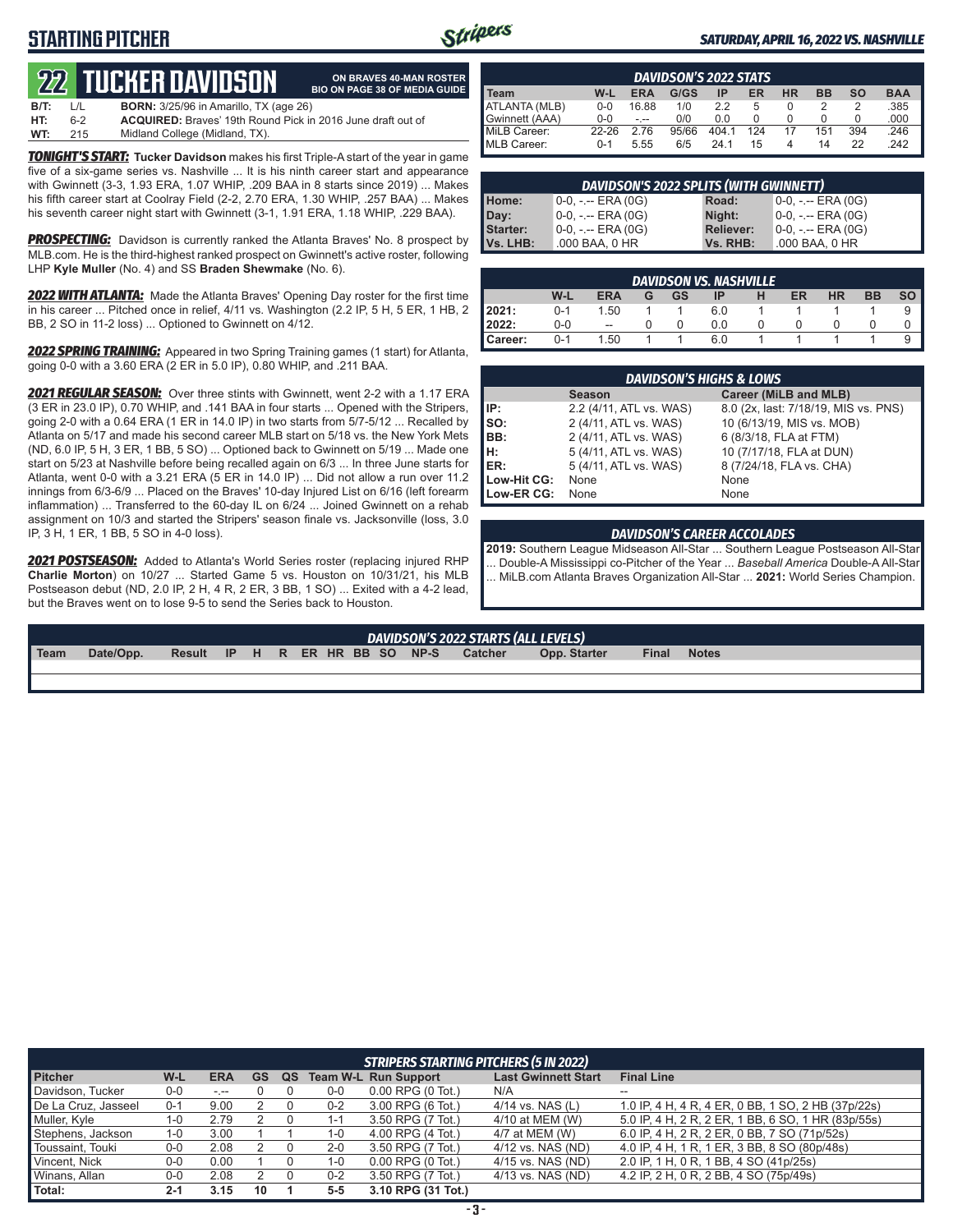# STARTING PITCHER

*SATURDAY, APRIL 16, 2022 VS. NASHVILLE*

## 22 TUCKER DAVIDSON

**ON BRAVES 40-MAN ROSTER**
**BIO ON PAGE 38 OF MEDIA GUIDE**

**B/T:** L/L **BORN:** 3/25/96 in Amarillo, TX (age 26)
**HT:** 6-2 **ACQUIRED:** Braves' 19th Round Pick in 2016 June draft out of
**WT:** 215 Midland College (Midland, TX).

***TONIGHT'S START:*** **Tucker Davidson** makes his first Triple-A start of the year in game five of a six-game series vs. Nashville ... It is his ninth career start and appearance with Gwinnett (3-3, 1.93 ERA, 1.07 WHIP, .209 BAA in 8 starts since 2019) ... Makes his fifth career start at Coolray Field (2-2, 2.70 ERA, 1.30 WHIP, .257 BAA) ... Makes his seventh career night start with Gwinnett (3-1, 1.91 ERA, 1.18 WHIP, .229 BAA).

***PROSPECTING:*** Davidson is currently ranked the Atlanta Braves' No. 8 prospect by MLB.com. He is the third-highest ranked prospect on Gwinnett's active roster, following LHP **Kyle Muller** (No. 4) and SS **Braden Shewmake** (No. 6).

***2022 WITH ATLANTA:*** Made the Atlanta Braves' Opening Day roster for the first time in his career ... Pitched once in relief, 4/11 vs. Washington (2.2 IP, 5 H, 5 ER, 1 HB, 2 BB, 2 SO in 11-2 loss) ... Optioned to Gwinnett on 4/12.

***2022 SPRING TRAINING:*** Appeared in two Spring Training games (1 start) for Atlanta, going 0-0 with a 3.60 ERA (2 ER in 5.0 IP), 0.80 WHIP, and .211 BAA.

***2021 REGULAR SEASON:*** Over three stints with Gwinnett, went 2-2 with a 1.17 ERA (3 ER in 23.0 IP), 0.70 WHIP, and .141 BAA in four starts ... Opened with the Stripers, going 2-0 with a 0.64 ERA (1 ER in 14.0 IP) in two starts from 5/7-5/12 ... Recalled by Atlanta on 5/17 and made his second career MLB start on 5/18 vs. the New York Mets (ND, 6.0 IP, 5 H, 3 ER, 1 BB, 5 SO) ... Optioned back to Gwinnett on 5/19 ... Made one start on 5/23 at Nashville before being recalled again on 6/3 ... In three June starts for Atlanta, went 0-0 with a 3.21 ERA (5 ER in 14.0 IP) ... Did not allow a run over 11.2 innings from 6/3-6/9 ... Placed on the Braves' 10-day Injured List on 6/16 (left forearm inflammation) ... Transferred to the 60-day IL on 6/24 ... Joined Gwinnett on a rehab assignment on 10/3 and started the Stripers' season finale vs. Jacksonville (loss, 3.0 IP, 3 H, 1 ER, 1 BB, 5 SO in 4-0 loss).

***2021 POSTSEASON:*** Added to Atlanta's World Series roster (replacing injured RHP **Charlie Morton**) on 10/27 ... Started Game 5 vs. Houston on 10/31/21, his MLB Postseason debut (ND, 2.0 IP, 2 H, 4 R, 2 ER, 3 BB, 1 SO) ... Exited with a 4-2 lead, but the Braves went on to lose 9-5 to send the Series back to Houston.

### DAVIDSON'S 2022 STATS

| Team | W-L | ERA | G/GS | IP | ER | HR | BB | SO | BAA |
|---|---|---|---|---|---|---|---|---|---|
| ATLANTA (MLB) | 0-0 | 16.88 | 1/0 | 2.2 | 5 | 0 | 2 | 2 | .385 |
| Gwinnett (AAA) | 0-0 | -.-- | 0/0 | 0.0 | 0 | 0 | 0 | 0 | .000 |
| MiLB Career: | 22-26 | 2.76 | 95/66 | 404.1 | 124 | 17 | 151 | 394 | .246 |
| MLB Career: | 0-1 | 5.55 | 6/5 | 24.1 | 15 | 4 | 14 | 22 | .242 |

### DAVIDSON'S 2022 SPLITS (WITH GWINNETT)

| | | | |
|---|---|---|---|
| **Home:** | 0-0, -.-- ERA (0G) | **Road:** | 0-0, -.-- ERA (0G) |
| **Day:** | 0-0, -.-- ERA (0G) | **Night:** | 0-0, -.-- ERA (0G) |
| **Starter:** | 0-0, -.-- ERA (0G) | **Reliever:** | 0-0, -.-- ERA (0G) |
| **Vs. LHB:** | .000 BAA, 0 HR | **Vs. RHB:** | .000 BAA, 0 HR |

### DAVIDSON VS. NASHVILLE

| | W-L | ERA | G | GS | IP | H | ER | HR | BB | SO |
|---|---|---|---|---|---|---|---|---|---|---|
| **2021:** | 0-1 | 1.50 | 1 | 1 | 6.0 | 1 | 1 | 1 | 1 | 9 |
| **2022:** | 0-0 | -- | 0 | 0 | 0.0 | 0 | 0 | 0 | 0 | 0 |
| **Career:** | 0-1 | 1.50 | 1 | 1 | 6.0 | 1 | 1 | 1 | 1 | 9 |

### DAVIDSON'S HIGHS & LOWS

| | Season | Career (MiLB and MLB) |
|---|---|---|
| **IP:** | 2.2 (4/11, ATL vs. WAS) | 8.0 (2x, last: 7/18/19, MIS vs. PNS) |
| **SO:** | 2 (4/11, ATL vs. WAS) | 10 (6/13/19, MIS vs. MOB) |
| **BB:** | 2 (4/11, ATL vs. WAS) | 6 (8/3/18, FLA at FTM) |
| **H:** | 5 (4/11, ATL vs. WAS) | 10 (7/17/18, FLA at DUN) |
| **ER:** | 5 (4/11, ATL vs. WAS) | 8 (7/24/18, FLA vs. CHA) |
| **Low-Hit CG:** | None | None |
| **Low-ER CG:** | None | None |

### DAVIDSON'S CAREER ACCOLADES

**2019:** Southern League Midseason All-Star ... Southern League Postseason All-Star ... Double-A Mississippi co-Pitcher of the Year ... *Baseball America* Double-A All-Star ... MiLB.com Atlanta Braves Organization All-Star ... **2021:** World Series Champion.

### DAVIDSON'S 2022 STARTS (ALL LEVELS)

| Team | Date/Opp. | Result | IP | H | R | ER | HR | BB | SO | NP-S | Catcher | Opp. Starter | Final | Notes |
|---|---|---|---|---|---|---|---|---|---|---|---|---|---|---|

### STRIPERS STARTING PITCHERS (5 IN 2022)

| Pitcher | W-L | ERA | GS | QS | Team W-L | Run Support | Last Gwinnett Start | Final Line |
|---|---|---|---|---|---|---|---|---|
| Davidson, Tucker | 0-0 | -.-- | 0 | 0 | 0-0 | 0.00 RPG (0 Tot.) | N/A | -- |
| De La Cruz, Jasseel | 0-1 | 9.00 | 2 | 0 | 0-2 | 3.00 RPG (6 Tot.) | 4/14 vs. NAS (L) | 1.0 IP, 4 H, 4 R, 4 ER, 0 BB, 1 SO, 2 HB (37p/22s) |
| Muller, Kyle | 1-0 | 2.79 | 2 | 0 | 1-1 | 3.50 RPG (7 Tot.) | 4/10 at MEM (W) | 5.0 IP, 4 H, 2 R, 2 ER, 1 BB, 6 SO, 1 HR (83p/55s) |
| Stephens, Jackson | 1-0 | 3.00 | 1 | 1 | 1-0 | 4.00 RPG (4 Tot.) | 4/7 at MEM (W) | 6.0 IP, 4 H, 2 R, 2 ER, 0 BB, 7 SO (71p/52s) |
| Toussaint, Touki | 0-0 | 2.08 | 2 | 0 | 2-0 | 3.50 RPG (7 Tot.) | 4/12 vs. NAS (ND) | 4.0 IP, 4 H, 1 R, 1 ER, 3 BB, 8 SO (80p/48s) |
| Vincent, Nick | 0-0 | 0.00 | 1 | 0 | 1-0 | 0.00 RPG (0 Tot.) | 4/15 vs. NAS (ND) | 2.0 IP, 1 H, 0 R, 1 BB, 4 SO (41p/25s) |
| Winans, Allan | 0-0 | 2.08 | 2 | 0 | 0-2 | 3.50 RPG (7 Tot.) | 4/13 vs. NAS (ND) | 4.2 IP, 2 H, 0 R, 2 BB, 4 SO (75p/49s) |
| **Total:** | **2-1** | **3.15** | **10** | **1** | **5-5** | **3.10 RPG (31 Tot.)** | | |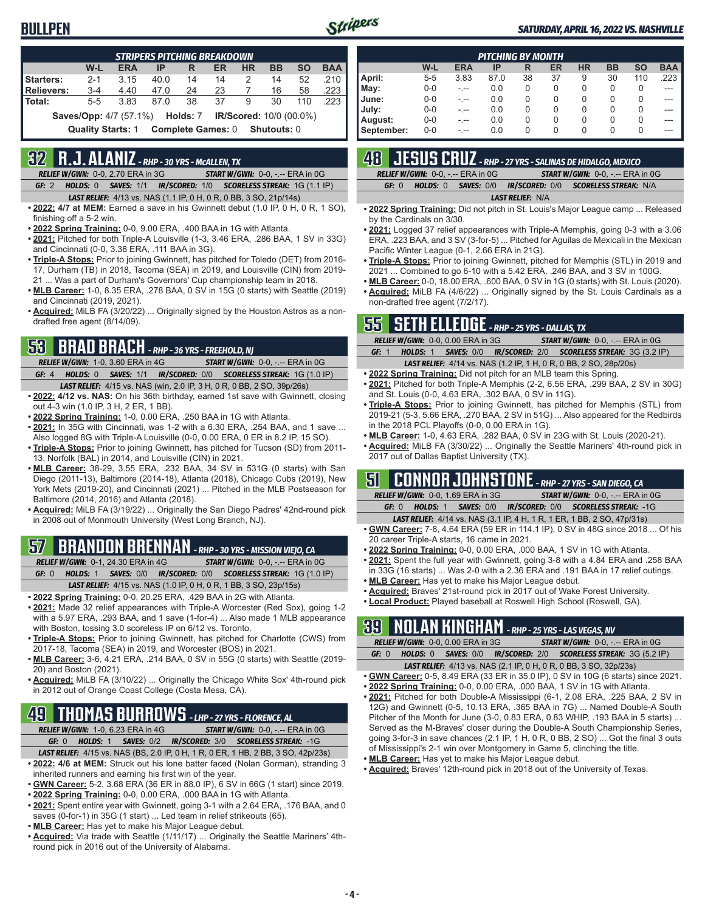# BULLPEN

*SATURDAY, APRIL 16, 2022 VS. NASHVILLE*

| STRIPERS PITCHING BREAKDOWN | W-L | ERA | IP | R | ER | HR | BB | SO | BAA |
|---|---|---|---|---|---|---|---|---|---|
| Starters: | 2-1 | 3.15 | 40.0 | 14 | 14 | 2 | 14 | 52 | .210 |
| Relievers: | 3-4 | 4.40 | 47.0 | 24 | 23 | 7 | 16 | 58 | .223 |
| Total: | 5-5 | 3.83 | 87.0 | 38 | 37 | 9 | 30 | 110 | .223 |

**Saves/Opp:** 4/7 (57.1%) **Holds:** 7 **IR/Scored:** 10/0 (00.0%)

**Quality Starts:** 1 **Complete Games:** 0 **Shutouts:** 0

| PITCHING BY MONTH | W-L | ERA | IP | R | ER | HR | BB | SO | BAA |
|---|---|---|---|---|---|---|---|---|---|
| April: | 5-5 | 3.83 | 87.0 | 38 | 37 | 9 | 30 | 110 | .223 |
| May: | 0-0 | -.-- | 0.0 | 0 | 0 | 0 | 0 | 0 | --- |
| June: | 0-0 | -.-- | 0.0 | 0 | 0 | 0 | 0 | 0 | --- |
| July: | 0-0 | -.-- | 0.0 | 0 | 0 | 0 | 0 | 0 | --- |
| August: | 0-0 | -.-- | 0.0 | 0 | 0 | 0 | 0 | 0 | --- |
| September: | 0-0 | -.-- | 0.0 | 0 | 0 | 0 | 0 | 0 | --- |

## 32 R.J. ALANIZ - RHP - 30 YRS - McALLEN, TX

*RELIEF W/GWN:* 0-0, 2.70 ERA in 3G *START W/GWN:* 0-0, -.-- ERA in 0G

*GF:* 2 *HOLDS:* 0 *SAVES:* 1/1 *IR/SCORED:* 1/0 *SCORELESS STREAK:* 1G (1.1 IP)

*LAST RELIEF:* 4/13 vs. NAS (1.1 IP, 0 H, 0 R, 0 BB, 3 SO, 21p/14s)

- **2022: 4/7 at MEM:** Earned a save in his Gwinnett debut (1.0 IP, 0 H, 0 R, 1 SO), finishing off a 5-2 win.
- **2022 Spring Training:** 0-0, 9.00 ERA, .400 BAA in 1G with Atlanta.
- **2021:** Pitched for both Triple-A Louisville (1-3, 3.46 ERA, .286 BAA, 1 SV in 33G) and Cincinnati (0-0, 3.38 ERA, .111 BAA in 3G).
- **Triple-A Stops:** Prior to joining Gwinnett, has pitched for Toledo (DET) from 2016-17, Durham (TB) in 2018, Tacoma (SEA) in 2019, and Louisville (CIN) from 2019-21 ... Was a part of Durham's Governors' Cup championship team in 2018.
- **MLB Career:** 1-0, 8.35 ERA, .278 BAA, 0 SV in 15G (0 starts) with Seattle (2019) and Cincinnati (2019, 2021).
- **Acquired:** MiLB FA (3/20/22) ... Originally signed by the Houston Astros as a non-drafted free agent (8/14/09).

## 53 BRAD BRACH - RHP - 36 YRS - FREEHOLD, NJ

*RELIEF W/GWN:* 1-0, 3.60 ERA in 4G *START W/GWN:* 0-0, -.-- ERA in 0G

*GF:* 4 *HOLDS:* 0 *SAVES:* 1/1 *IR/SCORED:* 0/0 *SCORELESS STREAK:* 1G (1.0 IP)

*LAST RELIEF:* 4/15 vs. NAS (win, 2.0 IP, 3 H, 0 R, 0 BB, 2 SO, 39p/26s)

- **2022: 4/12 vs. NAS:** On his 36th birthday, earned 1st save with Gwinnett, closing out 4-3 win (1.0 IP, 3 H, 2 ER, 1 BB).
- **2022 Spring Training:** 1-0, 0.00 ERA, .250 BAA in 1G with Atlanta.
- **2021:** In 35G with Cincinnati, was 1-2 with a 6.30 ERA, .254 BAA, and 1 save ... Also logged 8G with Triple-A Louisville (0-0, 0.00 ERA, 0 ER in 8.2 IP, 15 SO).
- **Triple-A Stops:** Prior to joining Gwinnett, has pitched for Tucson (SD) from 2011-13, Norfolk (BAL) in 2014, and Louisville (CIN) in 2021.
- **MLB Career:** 38-29, 3.55 ERA, .232 BAA, 34 SV in 531G (0 starts) with San Diego (2011-13), Baltimore (2014-18), Atlanta (2018), Chicago Cubs (2019), New York Mets (2019-20), and Cincinnati (2021) ... Pitched in the MLB Postseason for Baltimore (2014, 2016) and Atlanta (2018).
- **Acquired:** MiLB FA (3/19/22) ... Originally the San Diego Padres' 42nd-round pick in 2008 out of Monmouth University (West Long Branch, NJ).

## 57 BRANDON BRENNAN - RHP - 30 YRS - MISSION VIEJO, CA

*RELIEF W/GWN:* 0-1, 24.30 ERA in 4G *START W/GWN:* 0-0, -.-- ERA in 0G

*GF:* 0 *HOLDS:* 1 *SAVES:* 0/0 *IR/SCORED:* 0/0 *SCORELESS STREAK:* 1G (1.0 IP)

*LAST RELIEF:* 4/15 vs. NAS (1.0 IP, 0 H, 0 R, 1 BB, 3 SO, 23p/15s)

- **2022 Spring Training:** 0-0, 20.25 ERA, .429 BAA in 2G with Atlanta.
- **2021:** Made 32 relief appearances with Triple-A Worcester (Red Sox), going 1-2 with a 5.97 ERA, .293 BAA, and 1 save (1-for-4) ... Also made 1 MLB appearance with Boston, tossing 3.0 scoreless IP on 6/12 vs. Toronto.
- **Triple-A Stops:** Prior to joining Gwinnett, has pitched for Charlotte (CWS) from 2017-18, Tacoma (SEA) in 2019, and Worcester (BOS) in 2021.
- **MLB Career:** 3-6, 4.21 ERA, .214 BAA, 0 SV in 55G (0 starts) with Seattle (2019-20) and Boston (2021).
- **Acquired:** MiLB FA (3/10/22) ... Originally the Chicago White Sox' 4th-round pick in 2012 out of Orange Coast College (Costa Mesa, CA).

## 49 THOMAS BURROWS - LHP - 27 YRS - FLORENCE, AL

*RELIEF W/GWN:* 1-0, 6.23 ERA in 4G *START W/GWN:* 0-0, -.-- ERA in 0G

*GF:* 0 *HOLDS:* 1 *SAVES:* 0/2 *IR/SCORED:* 3/0 *SCORELESS STREAK:* -1G

*LAST RELIEF:* 4/15 vs. NAS (BS, 2.0 IP, 0 H, 1 R, 0 ER, 1 HB, 2 BB, 3 SO, 42p/23s)

- **2022: 4/6 at MEM:** Struck out his lone batter faced (Nolan Gorman), stranding 3 inherited runners and earning his first win of the year.
- **GWN Career:** 5-2, 3.68 ERA (36 ER in 88.0 IP), 6 SV in 66G (1 start) since 2019.
- **2022 Spring Training:** 0-0, 0.00 ERA, .000 BAA in 1G with Atlanta.
- **2021:** Spent entire year with Gwinnett, going 3-1 with a 2.64 ERA, .176 BAA, and 0 saves (0-for-1) in 35G (1 start) ... Led team in relief strikeouts (65).
- **MLB Career:** Has yet to make his Major League debut.
- **Acquired:** Via trade with Seattle (1/11/17) ... Originally the Seattle Mariners' 4th-round pick in 2016 out of the University of Alabama.

## 48 JESUS CRUZ - RHP - 27 YRS - SALINAS DE HIDALGO, MEXICO

*RELIEF W/GWN:* 0-0, -.-- ERA in 0G *START W/GWN:* 0-0, -.-- ERA in 0G

*GF:* 0 *HOLDS:* 0 *SAVES:* 0/0 *IR/SCORED:* 0/0 *SCORELESS STREAK:* N/A

*LAST RELIEF:* N/A

- **2022 Spring Training:** Did not pitch in St. Louis's Major League camp ... Released by the Cardinals on 3/30.
- **2021:** Logged 37 relief appearances with Triple-A Memphis, going 0-3 with a 3.06 ERA, .223 BAA, and 3 SV (3-for-5) ... Pitched for Aguilas de Mexicali in the Mexican Pacific Winter League (0-1, 2.66 ERA in 21G).
- **Triple-A Stops:** Prior to joining Gwinnett, pitched for Memphis (STL) in 2019 and 2021 ... Combined to go 6-10 with a 5.42 ERA, .246 BAA, and 3 SV in 100G.
- **MLB Career:** 0-0, 18.00 ERA, .600 BAA, 0 SV in 1G (0 starts) with St. Louis (2020).
- **Acquired:** MiLB FA (4/6/22) ... Originally signed by the St. Louis Cardinals as a non-drafted free agent (7/2/17).

## 55 SETH ELLEDGE - RHP - 25 YRS - DALLAS, TX

*RELIEF W/GWN:* 0-0, 0.00 ERA in 3G *START W/GWN:* 0-0, -.-- ERA in 0G

*GF:* 1 *HOLDS:* 1 *SAVES:* 0/0 *IR/SCORED:* 2/0 *SCORELESS STREAK:* 3G (3.2 IP)

*LAST RELIEF:* 4/14 vs. NAS (1.2 IP, 1 H, 0 R, 0 BB, 2 SO, 28p/20s)

- **2022 Spring Training:** Did not pitch for an MLB team this Spring.
- **2021:** Pitched for both Triple-A Memphis (2-2, 6.56 ERA, .299 BAA, 2 SV in 30G) and St. Louis (0-0, 4.63 ERA, .302 BAA, 0 SV in 11G).
- **Triple-A Stops:** Prior to joining Gwinnett, has pitched for Memphis (STL) from 2019-21 (5-3, 5.66 ERA, .270 BAA, 2 SV in 51G) ... Also appeared for the Redbirds in the 2018 PCL Playoffs (0-0, 0.00 ERA in 1G).
- **MLB Career:** 1-0, 4.63 ERA, .282 BAA, 0 SV in 23G with St. Louis (2020-21).
- **Acquired:** MiLB FA (3/30/22) ... Originally the Seattle Mariners' 4th-round pick in 2017 out of Dallas Baptist University (TX).

## 51 CONNOR JOHNSTONE - RHP - 27 YRS - SAN DIEGO, CA

*RELIEF W/GWN:* 0-0, 1.69 ERA in 3G *START W/GWN:* 0-0, -.-- ERA in 0G

*GF:* 0 *HOLDS:* 1 *SAVES:* 0/0 *IR/SCORED:* 0/0 *SCORELESS STREAK:* -1G

*LAST RELIEF:* 4/14 vs. NAS (3.1 IP, 4 H, 1 R, 1 ER, 1 BB, 2 SO, 47p/31s)

- **GWN Career:** 7-8, 4.64 ERA (59 ER in 114.1 IP), 0 SV in 48G since 2018 ... Of his 20 career Triple-A starts, 16 came in 2021.
- **2022 Spring Training:** 0-0, 0.00 ERA, .000 BAA, 1 SV in 1G with Atlanta.
- **2021:** Spent the full year with Gwinnett, going 3-8 with a 4.84 ERA and .258 BAA in 33G (16 starts) ... Was 2-0 with a 2.36 ERA and .191 BAA in 17 relief outings.
- **MLB Career:** Has yet to make his Major League debut.
- **Acquired:** Braves' 21st-round pick in 2017 out of Wake Forest University.
- **Local Product:** Played baseball at Roswell High School (Roswell, GA).

## 39 NOLAN KINGHAM - RHP - 25 YRS - LAS VEGAS, NV

*RELIEF W/GWN:* 0-0, 0.00 ERA in 3G *START W/GWN:* 0-0, -.-- ERA in 0G

*GF:* 0 *HOLDS:* 0 *SAVES:* 0/0 *IR/SCORED:* 2/0 *SCORELESS STREAK:* 3G (5.2 IP)

*LAST RELIEF:* 4/13 vs. NAS (2.1 IP, 0 H, 0 R, 0 BB, 3 SO, 32p/23s)

- **GWN Career:** 0-5, 8.49 ERA (33 ER in 35.0 IP), 0 SV in 10G (6 starts) since 2021.
- **2022 Spring Training:** 0-0, 0.00 ERA, .000 BAA, 1 SV in 1G with Atlanta.
- **2021:** Pitched for both Double-A Mississippi (6-1, 2.08 ERA, .225 BAA, 2 SV in 12G) and Gwinnett (0-5, 10.13 ERA, .365 BAA in 7G) ... Named Double-A South Pitcher of the Month for June (3-0, 0.83 ERA, 0.83 WHIP, .193 BAA in 5 starts) ... Served as the M-Braves' closer during the Double-A South Championship Series, going 3-for-3 in save chances (2.1 IP, 1 H, 0 R, 0 BB, 2 SO) ... Got the final 3 outs of Mississippi's 2-1 win over Montgomery in Game 5, clinching the title.
- **MLB Career:** Has yet to make his Major League debut.
- **Acquired:** Braves' 12th-round pick in 2018 out of the University of Texas.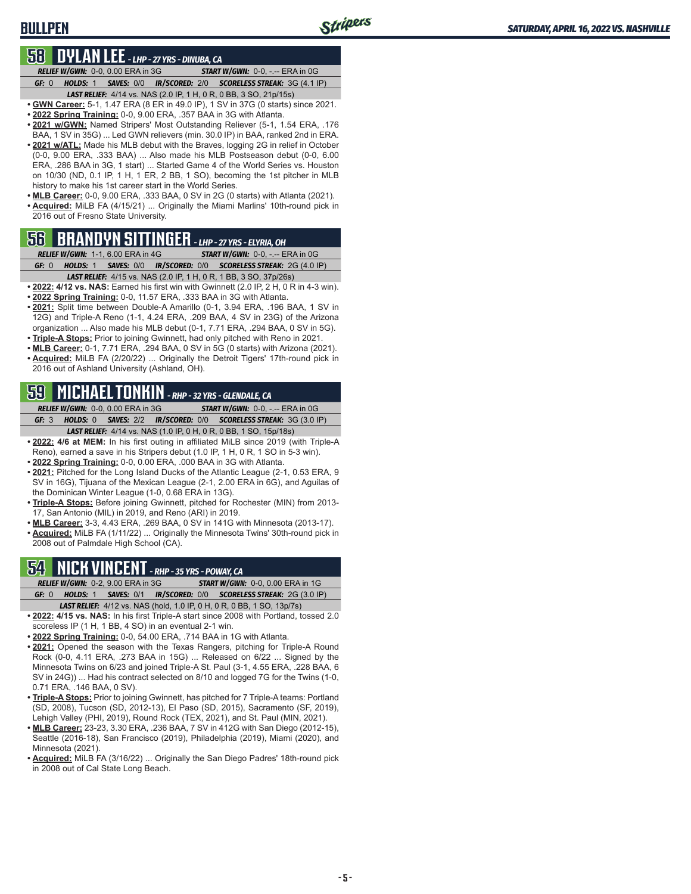# BULLPEN

## 58 DYLAN LEE - LHP - 27 YRS - DINUBA, CA

**RELIEF W/GWN:** 0-0, 0.00 ERA in 3G | **START W/GWN:** 0-0, -.-- ERA in 0G

**GF:** 0 | **HOLDS:** 1 | **SAVES:** 0/0 | **IR/SCORED:** 2/0 | **SCORELESS STREAK:** 3G (4.1 IP)

**LAST RELIEF:** 4/14 vs. NAS (2.0 IP, 1 H, 0 R, 0 BB, 3 SO, 21p/15s)

- **GWN Career:** 5-1, 1.47 ERA (8 ER in 49.0 IP), 1 SV in 37G (0 starts) since 2021.
- **2022 Spring Training:** 0-0, 9.00 ERA, .357 BAA in 3G with Atlanta.
- **2021 w/GWN:** Named Stripers' Most Outstanding Reliever (5-1, 1.54 ERA, .176 BAA, 1 SV in 35G) ... Led GWN relievers (min. 30.0 IP) in BAA, ranked 2nd in ERA.
- **2021 w/ATL:** Made his MLB debut with the Braves, logging 2G in relief in October (0-0, 9.00 ERA, .333 BAA) ... Also made his MLB Postseason debut (0-0, 6.00 ERA, .286 BAA in 3G, 1 start) ... Started Game 4 of the World Series vs. Houston on 10/30 (ND, 0.1 IP, 1 H, 1 ER, 2 BB, 1 SO), becoming the 1st pitcher in MLB history to make his 1st career start in the World Series.
- **MLB Career:** 0-0, 9.00 ERA, .333 BAA, 0 SV in 2G (0 starts) with Atlanta (2021).
- **Acquired:** MiLB FA (4/15/21) ... Originally the Miami Marlins' 10th-round pick in 2016 out of Fresno State University.

## 56 BRANDYN SITTINGER - LHP - 27 YRS - ELYRIA, OH

**RELIEF W/GWN:** 1-1, 6.00 ERA in 4G | **START W/GWN:** 0-0, -.-- ERA in 0G

**GF:** 0 | **HOLDS:** 1 | **SAVES:** 0/0 | **IR/SCORED:** 0/0 | **SCORELESS STREAK:** 2G (4.0 IP)

**LAST RELIEF:** 4/15 vs. NAS (2.0 IP, 1 H, 0 R, 1 BB, 3 SO, 37p/26s)

- **2022: 4/12 vs. NAS:** Earned his first win with Gwinnett (2.0 IP, 2 H, 0 R in 4-3 win).
- **2022 Spring Training:** 0-0, 11.57 ERA, .333 BAA in 3G with Atlanta.
- **2021:** Split time between Double-A Amarillo (0-1, 3.94 ERA, .196 BAA, 1 SV in 12G) and Triple-A Reno (1-1, 4.24 ERA, .209 BAA, 4 SV in 23G) of the Arizona organization ... Also made his MLB debut (0-1, 7.71 ERA, .294 BAA, 0 SV in 5G).
- **Triple-A Stops:** Prior to joining Gwinnett, had only pitched with Reno in 2021.
- **MLB Career:** 0-1, 7.71 ERA, .294 BAA, 0 SV in 5G (0 starts) with Arizona (2021).
- **Acquired:** MiLB FA (2/20/22) ... Originally the Detroit Tigers' 17th-round pick in 2016 out of Ashland University (Ashland, OH).

## 59 MICHAEL TONKIN - RHP - 32 YRS - GLENDALE, CA

**RELIEF W/GWN:** 0-0, 0.00 ERA in 3G | **START W/GWN:** 0-0, -.-- ERA in 0G

**GF:** 3 | **HOLDS:** 0 | **SAVES:** 2/2 | **IR/SCORED:** 0/0 | **SCORELESS STREAK:** 3G (3.0 IP)

**LAST RELIEF:** 4/14 vs. NAS (1.0 IP, 0 H, 0 R, 0 BB, 1 SO, 15p/18s)

- **2022: 4/6 at MEM:** In his first outing in affiliated MiLB since 2019 (with Triple-A Reno), earned a save in his Stripers debut (1.0 IP, 1 H, 0 R, 1 SO in 5-3 win).
- **2022 Spring Training:** 0-0, 0.00 ERA, .000 BAA in 3G with Atlanta.
- **2021:** Pitched for the Long Island Ducks of the Atlantic League (2-1, 0.53 ERA, 9 SV in 16G), Tijuana of the Mexican League (2-1, 2.00 ERA in 6G), and Aguilas of the Dominican Winter League (1-0, 0.68 ERA in 13G).
- **Triple-A Stops:** Before joining Gwinnett, pitched for Rochester (MIN) from 2013-17, San Antonio (MIL) in 2019, and Reno (ARI) in 2019.
- **MLB Career:** 3-3, 4.43 ERA, .269 BAA, 0 SV in 141G with Minnesota (2013-17).
- **Acquired:** MiLB FA (1/11/22) ... Originally the Minnesota Twins' 30th-round pick in 2008 out of Palmdale High School (CA).

## 54 NICK VINCENT - RHP - 35 YRS - POWAY, CA

**RELIEF W/GWN:** 0-2, 9.00 ERA in 3G | **START W/GWN:** 0-0, 0.00 ERA in 1G

**GF:** 0 | **HOLDS:** 1 | **SAVES:** 0/1 | **IR/SCORED:** 0/0 | **SCORELESS STREAK:** 2G (3.0 IP)

**LAST RELIEF:** 4/12 vs. NAS (hold, 1.0 IP, 0 H, 0 R, 0 BB, 1 SO, 13p/7s)

- **2022: 4/15 vs. NAS:** In his first Triple-A start since 2008 with Portland, tossed 2.0 scoreless IP (1 H, 1 BB, 4 SO) in an eventual 2-1 win.
- **2022 Spring Training:** 0-0, 54.00 ERA, .714 BAA in 1G with Atlanta.
- **2021:** Opened the season with the Texas Rangers, pitching for Triple-A Round Rock (0-0, 4.11 ERA, .273 BAA in 15G) ... Released on 6/22 ... Signed by the Minnesota Twins on 6/23 and joined Triple-A St. Paul (3-1, 4.55 ERA, .228 BAA, 6 SV in 24G)) ... Had his contract selected on 8/10 and logged 7G for the Twins (1-0, 0.71 ERA, .146 BAA, 0 SV).
- **Triple-A Stops:** Prior to joining Gwinnett, has pitched for 7 Triple-A teams: Portland (SD, 2008), Tucson (SD, 2012-13), El Paso (SD, 2015), Sacramento (SF, 2019), Lehigh Valley (PHI, 2019), Round Rock (TEX, 2021), and St. Paul (MIN, 2021).
- **MLB Career:** 23-23, 3.30 ERA, .236 BAA, 7 SV in 412G with San Diego (2012-15), Seattle (2016-18), San Francisco (2019), Philadelphia (2019), Miami (2020), and Minnesota (2021).
- **Acquired:** MiLB FA (3/16/22) ... Originally the San Diego Padres' 18th-round pick in 2008 out of Cal State Long Beach.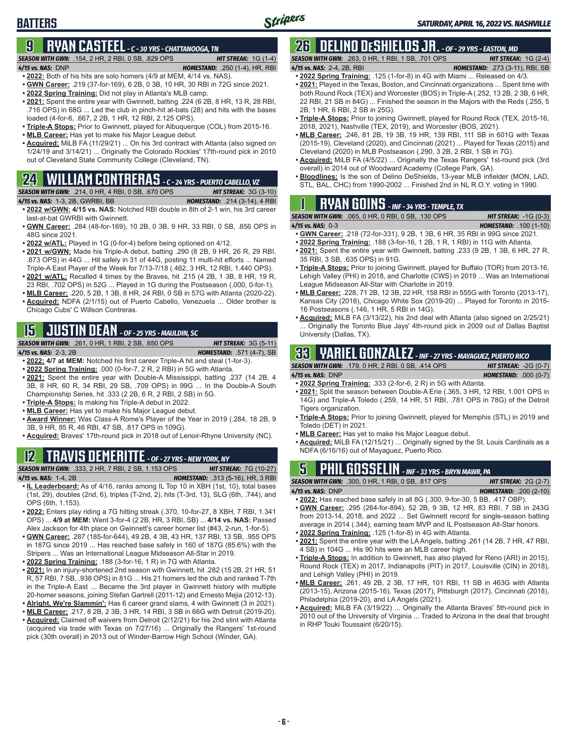# BATTERS

*SATURDAY, APRIL 16, 2022 VS. NASHVILLE*

## 9 RYAN CASTEEL - C - 30 YRS - CHATTANOOGA, TN

**SEASON WITH GWN:** .154, 2 HR, 2 RBI, 0 SB, .829 OPS — **HIT STREAK:** 1G (1-4)
**4/15 vs. NAS:** DNP — **HOMESTAND:** .250 (1-4), HR, RBI

- **2022:** Both of his hits are solo homers (4/9 at MEM, 4/14 vs. NAS).
- **GWN Career:** .219 (37-for-169), 6 2B, 0 3B, 10 HR, 30 RBI in 72G since 2021.
- **2022 Spring Training:** Did not play in Atlanta's MLB camp.
- **2021:** Spent the entire year with Gwinnett, batting .224 (6 2B, 8 HR, 13 R, 28 RBI, .716 OPS) in 68G ... Led the club in pinch-hit at-bats (28) and hits with the bases loaded (4-for-6, .667, 2 2B, 1 HR, 12 RBI, 2.125 OPS).
- **Triple-A Stops:** Prior to Gwinnett, played for Albuquerque (COL) from 2015-16.
- **MLB Career:** Has yet to make his Major League debut.
- **Acquired:** MiLB FA (11/29/21) ... On his 3rd contract with Atlanta (also signed on 1/24/19 and 3/14/21) ... Originally the Colorado Rockies' 17th-round pick in 2010 out of Cleveland State Community College (Cleveland, TN).

## 24 WILLIAM CONTRERAS - C - 24 YRS - PUERTO CABELLO, VZ

**SEASON WITH GWN:** .214, 0 HR, 4 RBI, 0 SB, .670 OPS — **HIT STREAK:** 3G (3-10)
**4/15 vs. NAS:** 1-3, 2B, GWRBI, BB — **HOMESTAND:** .214 (3-14), 4 RBI

- **2022 w/GWN:** **4/15 vs. NAS:** Notched RBI double in 8th of 2-1 win, his 3rd career last-at-bat GWRBI with Gwinnett.
- **GWN Career:** .284 (48-for-169), 10 2B, 0 3B, 9 HR, 33 RBI, 0 SB, .856 OPS in 48G since 2021.
- **2022 w/ATL:** Played in 1G (0-for-4) before being optioned on 4/12.
- **2021 w/GWN:** Made his Triple-A debut, batting .290 (8 2B, 9 HR, 26 R, 29 RBI, .873 OPS) in 44G ... Hit safely in 31 of 44G, posting 11 multi-hit efforts ... Named Triple-A East Player of the Week for 7/13-7/18 (.462, 3 HR, 12 RBI, 1.440 OPS).
- **2021 w/ATL:** Recalled 4 times by the Braves, hit .215 (4 2B, 1 3B, 8 HR, 19 R, 23 RBI, .702 OPS) in 52G ... Played in 1G during the Postseason (.000, 0-for-1).
- **MLB Career:** .220, 5 2B, 1 3B, 8 HR, 24 RBI, 0 SB in 57G with Atlanta (2020-22).
- **Acquired:** NDFA (2/1/15) out of Puerto Cabello, Venezuela ... Older brother is Chicago Cubs' C Willson Contreras.

## 15 JUSTIN DEAN - OF - 25 YRS - MAULDIN, SC

**SEASON WITH GWN:** .261, 0 HR, 1 RBI, 2 SB, .650 OPS — **HIT STREAK:** 3G (5-11)
**4/15 vs. NAS:** 2-3, 2B — **HOMESTAND:** .571 (4-7), SB

- **2022:** **4/7 at MEM:** Notched his first career Triple-A hit and steal (1-for-3).
- **2022 Spring Training:** .000 (0-for-7, 2 R, 2 RBI) in 5G with Atlanta.
- **2021:** Spent the entire year with Double-A Mississippi, batting .237 (14 2B, 4 3B, 8 HR, 60 R, 34 RBI, 29 SB, .709 OPS) in 99G ... In the Double-A South Championship Series, hit .333 (2 2B, 6 R, 2 RBI, 2 SB) in 5G.
- **Triple-A Stops:** Is making his Triple-A debut in 2022.
- **MLB Career:** Has yet to make his Major League debut.
- **Award Winner:** Was Class-A Rome's Player of the Year in 2019 (.284, 18 2B, 9 3B, 9 HR, 85 R, 46 RBI, 47 SB, .817 OPS in 109G).
- **Acquired:** Braves' 17th-round pick in 2018 out of Lenoir-Rhyne University (NC).

## 12 TRAVIS DEMERITTE - OF - 27 YRS - NEW YORK, NY

**SEASON WITH GWN:** .333, 2 HR, 7 RBI, 2 SB, 1.153 OPS — **HIT STREAK:** 7G (10-27)
**4/15 vs. NAS:** 1-4, 2B — **HOMESTAND:** .313 (5-16), HR, 3 RBI

- **IL Leaderboard:** As of 4/16, ranks among IL Top 10 in XBH (1st, 10), total bases (1st, 29), doubles (2nd, 6), triples (T-2nd, 2), hits (T-3rd, 13), SLG (6th, .744), and OPS (6th, 1.153).
- **2022:** Enters play riding a 7G hitting streak (.370, 10-for-27, 8 XBH, 7 RBI, 1.341 OPS) ... **4/9 at MEM:** Went 3-for-4 (2 2B, HR, 3 RBI, SB) ... **4/14 vs. NAS:** Passed Alex Jackson for 4th place on Gwinnett's career homer list (#43, 2-run, 1-for-5).
- **GWN Career:** .287 (185-for-644), 49 2B, 4 3B, 43 HR, 137 RBI, 13 SB, .955 OPS in 187G since 2019 ... Has reached base safely in 160 of 187G (85.6%) with the Stripers ... Was an International League Midseason All-Star in 2019.
- **2022 Spring Training:** .188 (3-for-16, 1 R) in 7G with Atlanta.
- **2021:** In an injury-shortened 2nd season with Gwinnett, hit .282 (15 2B, 21 HR, 51 R, 57 RBI, 7 SB, .938 OPS) in 81G ... His 21 homers led the club and ranked T-7th in the Triple-A East ... Became the 3rd player in Gwinnett history with multiple 20-homer seasons, joining Stefan Gartrell (2011-12) and Ernesto Mejia (2012-13).
- **Alright, We're Slammin':** Has 6 career grand slams, 4 with Gwinnett (3 in 2021).
- **MLB Career:** .217, 8 2B, 2 3B, 3 HR, 14 RBI, 3 SB in 66G with Detroit (2019-20).
- **Acquired:** Claimed off waivers from Detroit (2/12/21) for his 2nd stint with Atlanta (acquired via trade with Texas on 7/27/16) ... Originally the Rangers' 1st-round pick (30th overall) in 2013 out of Winder-Barrow High School (Winder, GA).

## 26 DELINO DESHIELDS JR. - OF - 29 YRS - EASTON, MD

**SEASON WITH GWN:** .263, 0 HR, 1 RBI, 1 SB, .701 OPS — **HIT STREAK:** 1G (2-4)
**4/15 vs. NAS:** 2-4, 2B, RBI — **HOMESTAND:** .273 (3-11), RBI, SB

- **2022 Spring Training:** .125 (1-for-8) in 4G with Miami ... Released on 4/3.
- **2021:** Played in the Texas, Boston, and Cincinnati organizations ... Spent time with both Round Rock (TEX) and Worcester (BOS) in Triple-A (.252, 13 2B, 2 3B, 6 HR, 22 RBI, 21 SB in 84G) ... Finished the season in the Majors with the Reds (.255, 5 2B, 1 HR, 6 RBI, 2 SB in 25G).
- **Triple-A Stops:** Prior to joining Gwinnett, played for Round Rock (TEX, 2015-16, 2018, 2021), Nashville (TEX, 2019), and Worcester (BOS, 2021).
- **MLB Career:** .246, 81 2B, 19 3B, 19 HR, 139 RBI, 111 SB in 601G with Texas (2015-19), Cleveland (2020), and Cincinnati (2021) ... Played for Texas (2015) and Cleveland (2020) in MLB Postseason (.290, 3 2B, 2 RBI, 1 SB in 7G).
- **Acquired:** MiLB FA (4/5/22) ... Originally the Texas Rangers' 1st-round pick (3rd overall) in 2014 out of Woodward Academy (College Park, GA).
- **Bloodlines:** Is the son of Delino DeShields, 13-year MLB infielder (MON, LAD, STL, BAL, CHC) from 1990-2002 ... Finished 2nd in NL R.O.Y. voting in 1990.

## 1 RYAN GOINS - INF - 34 YRS - TEMPLE, TX

**SEASON WITH GWN:** .065, 0 HR, 0 RBI, 0 SB, .130 OPS — **HIT STREAK:** -1G (0-3)
**4/15 vs. NAS:** 0-3 — **HOMESTAND:** .100 (1-10)

- **GWN Career:** .218 (72-for-331), 9 2B, 1 3B, 6 HR, 35 RBI in 99G since 2021.
- **2022 Spring Training:** .188 (3-for-16, 1 2B, 1 R, 1 RBI) in 11G with Atlanta.
- **2021:** Spent the entire year with Gwinnett, batting .233 (9 2B, 1 3B, 6 HR, 27 R, 35 RBI, 3 SB, .635 OPS) in 91G.
- **Triple-A Stops:** Prior to joining Gwinnett, played for Buffalo (TOR) from 2013-16, Lehigh Valley (PHI) in 2018, and Charlotte (CWS) in 2019 ... Was an International League Midseason All-Star with Charlotte in 2019.
- **MLB Career:** .228, 71 2B, 12 3B, 22 HR, 158 RBI in 555G with Toronto (2013-17), Kansas City (2018), Chicago White Sox (2019-20) ... Played for Toronto in 2015-16 Postseasons (.146, 1 HR, 5 RBI in 14G).
- **Acquired:** MiLB FA (3/13/22), his 2nd deal with Atlanta (also signed on 2/25/21) ... Originally the Toronto Blue Jays' 4th-round pick in 2009 out of Dallas Baptist University (Dallas, TX).

## 33 YARIEL GONZALEZ - INF - 27 YRS - MAYAGUEZ, PUERTO RICO

**SEASON WITH GWN:** .179, 0 HR, 2 RBI, 0 SB, .414 OPS — **HIT STREAK:** -2G (0-7)
**4/15 vs. NAS:** DNP — **HOMESTAND:** .000 (0-7)

- **2022 Spring Training:** .333 (2-for-6, 2 R) in 5G with Atlanta.
- **2021:** Split the season between Double-A Erie (.365, 3 HR, 12 RBI, 1.001 OPS in 14G) and Triple-A Toledo (.259, 14 HR, 51 RBI, .781 OPS in 78G) of the Detroit Tigers organization.
- **Triple-A Stops:** Prior to joining Gwinnett, played for Memphis (STL) in 2019 and Toledo (DET) in 2021.
- **MLB Career:** Has yet to make his Major League debut.
- **Acquired:** MiLB FA (12/15/21) ... Originally signed by the St. Louis Cardinals as a NDFA (6/16/16) out of Mayaguez, Puerto Rico.

## 5 PHIL GOSSELIN - INF - 33 YRS - BRYN MAWR, PA

**SEASON WITH GWN:** .300, 0 HR, 1 RBI, 0 SB, .817 OPS — **HIT STREAK:** 2G (2-7)
**4/15 vs. NAS:** DNP — **HOMESTAND:** .200 (2-10)

- **2022:** Has reached base safely in all 8G (.300, 9-for-30, 5 BB, .417 OBP).
- **GWN Career:** .295 (264-for-894), 52 2B, 9 3B, 12 HR, 83 RBI, 7 SB in 243G from 2013-14, 2018, and 2022 ... Set Gwinnett record for single-season batting average in 2014 (.344), earning team MVP and IL Postseason All-Star honors.
- **2022 Spring Training:** .125 (1-for-8) in 4G with Atlanta.
- **2021:** Spent the entire year with the LA Angels, batting .261 (14 2B, 7 HR, 47 RBI, 4 SB) in 104G ... His 90 hits were an MLB career high.
- **Triple-A Stops:** In addition to Gwinnett, has also played for Reno (ARI) in 2015), Round Rock (TEX) in 2017, Indianapolis (PIT) in 2017, Louisville (CIN) in 2018), and Lehigh Valley (PHI) in 2019.
- **MLB Career:** .261, 49 2B, 2 3B, 17 HR, 101 RBI, 11 SB in 463G with Atlanta (2013-15), Arizona (2015-16), Texas (2017), Pittsburgh (2017), Cincinnati (2018), Philadelphia (2019-20), and LA Angels (2021).
- **Acquired:** MiLB FA (3/19/22) ... Originally the Atlanta Braves' 5th-round pick in 2010 out of the University of Virginia ... Traded to Arizona in the deal that brought in RHP Touki Toussaint (6/20/15).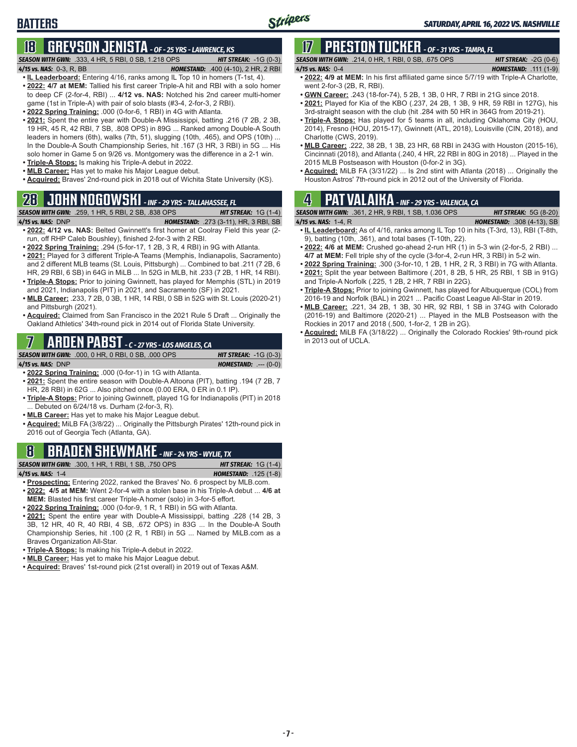# BATTERS

*SATURDAY, APRIL 16, 2022 VS. NASHVILLE*

## 18 GREYSON JENISTA - OF - 25 YRS - LAWRENCE, KS

***SEASON WITH GWN:*** .333, 4 HR, 5 RBI, 0 SB, 1.218 OPS — ***HIT STREAK:*** -1G (0-3)
***4/15 vs. NAS:*** 0-3, R, BB — ***HOMESTAND:*** .400 (4-10), 2 HR, 2 RBI

- **IL Leaderboard:** Entering 4/16, ranks among IL Top 10 in homers (T-1st, 4).
- **2022: 4/7 at MEM:** Tallied his first career Triple-A hit and RBI with a solo homer to deep CF (2-for-4, RBI) ... **4/12 vs. NAS:** Notched his 2nd career multi-homer game (1st in Triple-A) with pair of solo blasts (#3-4, 2-for-3, 2 RBI).
- **2022 Spring Training:** .000 (0-for-6, 1 RBI) in 4G with Atlanta.
- **2021:** Spent the entire year with Double-A Mississippi, batting .216 (7 2B, 2 3B, 19 HR, 45 R, 42 RBI, 7 SB, .808 OPS) in 89G ... Ranked among Double-A South leaders in homers (6th), walks (7th, 51), slugging (10th, .465), and OPS (10th) ... In the Double-A South Championship Series, hit .167 (3 HR, 3 RBI) in 5G ... His solo homer in Game 5 on 9/26 vs. Montgomery was the difference in a 2-1 win.
- **Triple-A Stops:** Is making his Triple-A debut in 2022.
- **MLB Career:** Has yet to make his Major League debut.
- **Acquired:** Braves' 2nd-round pick in 2018 out of Wichita State University (KS).

## 28 JOHN NOGOWSKI - INF - 29 YRS - TALLAHASSEE, FL

***SEASON WITH GWN:*** .259, 1 HR, 5 RBI, 2 SB, .838 OPS — ***HIT STREAK:*** 1G (1-4)
***4/15 vs. NAS:*** DNP — ***HOMESTAND:*** .273 (3-11), HR, 3 RBI, SB

- **2022: 4/12 vs. NAS:** Belted Gwinnett's first homer at Coolray Field this year (2-run, off RHP Caleb Boushley), finished 2-for-3 with 2 RBI.
- **2022 Spring Training:** .294 (5-for-17, 1 2B, 3 R, 4 RBI) in 9G with Atlanta.
- **2021:** Played for 3 different Triple-A Teams (Memphis, Indianapolis, Sacramento) and 2 different MLB teams (St. Louis, Pittsburgh) ... Combined to bat .211 (7 2B, 6 HR, 29 RBI, 6 SB) in 64G in MiLB ... In 52G in MLB, hit .233 (7 2B, 1 HR, 14 RBI).
- **Triple-A Stops:** Prior to joining Gwinnett, has played for Memphis (STL) in 2019 and 2021, Indianapolis (PIT) in 2021, and Sacramento (SF) in 2021.
- **MLB Career:** .233, 7 2B, 0 3B, 1 HR, 14 RBI, 0 SB in 52G with St. Louis (2020-21) and Pittsburgh (2021).
- **Acquired:** Claimed from San Francisco in the 2021 Rule 5 Draft ... Originally the Oakland Athletics' 34th-round pick in 2014 out of Florida State University.

## 7 ARDEN PABST - C - 27 YRS - LOS ANGELES, CA

***SEASON WITH GWN:*** .000, 0 HR, 0 RBI, 0 SB, .000 OPS — ***HIT STREAK:*** -1G (0-3)
***4/15 vs. NAS:*** DNP — ***HOMESTAND:*** .--- (0-0)

- **2022 Spring Training:** .000 (0-for-1) in 1G with Atlanta.
- **2021:** Spent the entire season with Double-A Altoona (PIT), batting .194 (7 2B, 7 HR, 28 RBI) in 62G ... Also pitched once (0.00 ERA, 0 ER in 0.1 IP).
- **Triple-A Stops:** Prior to joining Gwinnett, played 1G for Indianapolis (PIT) in 2018 ... Debuted on 6/24/18 vs. Durham (2-for-3, R).
- **MLB Career:** Has yet to make his Major League debut.
- **Acquired:** MiLB FA (3/8/22) ... Originally the Pittsburgh Pirates' 12th-round pick in 2016 out of Georgia Tech (Atlanta, GA).

## 8 BRADEN SHEWMAKE - INF - 24 YRS - WYLIE, TX

***SEASON WITH GWN:*** .300, 1 HR, 1 RBI, 1 SB, .750 OPS — ***HIT STREAK:*** 1G (1-4)
***4/15 vs. NAS:*** 1-4 — ***HOMESTAND:*** .125 (1-8)

- **Prospecting:** Entering 2022, ranked the Braves' No. 6 prospect by MLB.com.
- **2022: 4/5 at MEM:** Went 2-for-4 with a stolen base in his Triple-A debut ... **4/6 at MEM:** Blasted his first career Triple-A homer (solo) in 3-for-5 effort.
- **2022 Spring Training:** .000 (0-for-9, 1 R, 1 RBI) in 5G with Atlanta.
- **2021:** Spent the entire year with Double-A Mississippi, batting .228 (14 2B, 3 3B, 12 HR, 40 R, 40 RBI, 4 SB, .672 OPS) in 83G ... In the Double-A South Championship Series, hit .100 (2 R, 1 RBI) in 5G ... Named by MiLB.com as a Braves Organization All-Star.
- **Triple-A Stops:** Is making his Triple-A debut in 2022.
- **MLB Career:** Has yet to make his Major League debut.
- **Acquired:** Braves' 1st-round pick (21st overall) in 2019 out of Texas A&M.

## 17 PRESTON TUCKER - OF - 31 YRS - TAMPA, FL

***SEASON WITH GWN:*** .214, 0 HR, 1 RBI, 0 SB, .675 OPS — ***HIT STREAK:*** -2G (0-6)
***4/15 vs. NAS:*** 0-4 — ***HOMESTAND:*** .111 (1-9)

- **2022: 4/9 at MEM:** In his first affiliated game since 5/7/19 with Triple-A Charlotte, went 2-for-3 (2B, R, RBI).
- **GWN Career:** .243 (18-for-74), 5 2B, 1 3B, 0 HR, 7 RBI in 21G since 2018.
- **2021:** Played for Kia of the KBO (.237, 24 2B, 1 3B, 9 HR, 59 RBI in 127G), his 3rd-straight season with the club (hit .284 with 50 HR in 364G from 2019-21).
- **Triple-A Stops:** Has played for 5 teams in all, including Oklahoma City (HOU, 2014), Fresno (HOU, 2015-17), Gwinnett (ATL, 2018), Louisville (CIN, 2018), and Charlotte (CWS, 2019).
- **MLB Career:** .222, 38 2B, 1 3B, 23 HR, 68 RBI in 243G with Houston (2015-16), Cincinnati (2018), and Atlanta (.240, 4 HR, 22 RBI in 80G in 2018) ... Played in the 2015 MLB Postseason with Houston (0-for-2 in 3G).
- **Acquired:** MiLB FA (3/31/22) ... Is 2nd stint with Atlanta (2018) ... Originally the Houston Astros' 7th-round pick in 2012 out of the University of Florida.

## 4 PAT VALAIKA - INF - 29 YRS - VALENCIA, CA

***SEASON WITH GWN:*** .361, 2 HR, 9 RBI, 1 SB, 1.036 OPS — ***HIT STREAK:*** 5G (8-20)
***4/15 vs. NAS:*** 1-4, R — ***HOMESTAND:*** .308 (4-13), SB

- **IL Leaderboard:** As of 4/16, ranks among IL Top 10 in hits (T-3rd, 13), RBI (T-8th, 9), batting (10th, .361), and total bases (T-10th, 22).
- **2022: 4/6 at MEM:** Crushed go-ahead 2-run HR (1) in 5-3 win (2-for-5, 2 RBI) ... **4/7 at MEM:** Fell triple shy of the cycle (3-for-4, 2-run HR, 3 RBI) in 5-2 win.
- **2022 Spring Training:** .300 (3-for-10, 1 2B, 1 HR, 2 R, 3 RBI) in 7G with Atlanta.
- **2021:** Split the year between Baltimore (.201, 8 2B, 5 HR, 25 RBI, 1 SB in 91G) and Triple-A Norfolk (.225, 1 2B, 2 HR, 7 RBI in 22G).
- **Triple-A Stops:** Prior to joining Gwinnett, has played for Albuquerque (COL) from 2016-19 and Norfolk (BAL) in 2021 ... Pacific Coast League All-Star in 2019.
- **MLB Career:** .221, 34 2B, 1 3B, 30 HR, 92 RBI, 1 SB in 374G with Colorado (2016-19) and Baltimore (2020-21) ... Played in the MLB Postseason with the Rockies in 2017 and 2018 (.500, 1-for-2, 1 2B in 2G).
- **Acquired:** MiLB FA (3/18/22) ... Originally the Colorado Rockies' 9th-round pick in 2013 out of UCLA.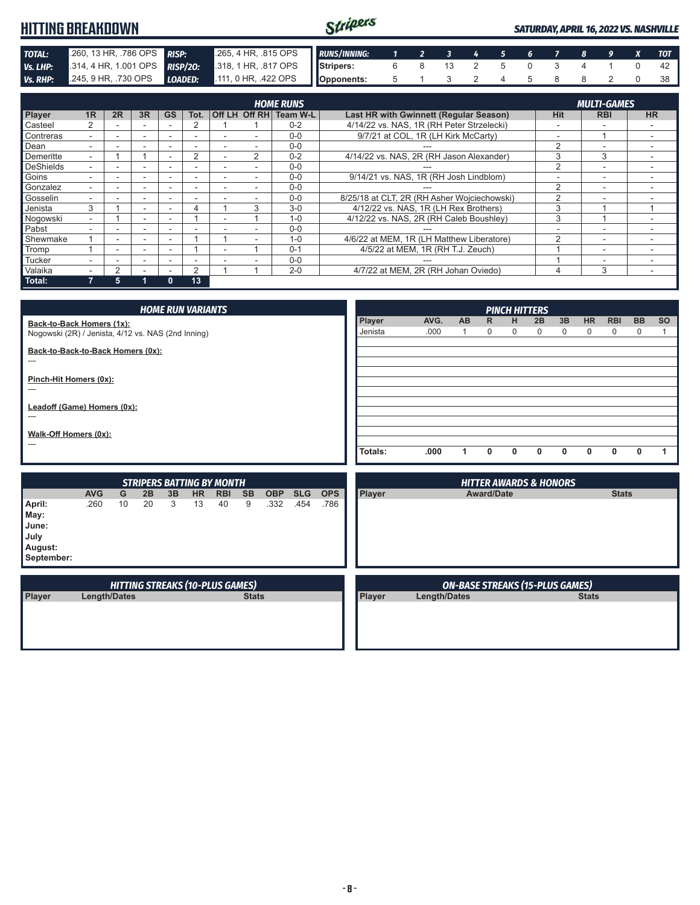# HITTING BREAKDOWN

*SATURDAY, APRIL 16, 2022 VS. NASHVILLE*

| | | | |
|---|---|---|---|
| **TOTAL:** | .260, 13 HR, .786 OPS | **RISP:** | .265, 4 HR, .815 OPS |
| **Vs. LHP:** | .314, 4 HR, 1.001 OPS | **RISP/2O:** | .318, 1 HR, .817 OPS |
| **Vs. RHP:** | .245, 9 HR, .730 OPS | **LOADED:** | .111, 0 HR, .422 OPS |

| RUNS/INNING: | 1 | 2 | 3 | 4 | 5 | 6 | 7 | 8 | 9 | X | TOT |
|---|---|---|---|---|---|---|---|---|---|---|---|
| Stripers: | 6 | 8 | 13 | 2 | 5 | 0 | 3 | 4 | 1 | 0 | 42 |
| Opponents: | 5 | 1 | 3 | 2 | 4 | 5 | 8 | 8 | 2 | 0 | 38 |

## HOME RUNS / MULTI-GAMES

| Player | 1R | 2R | 3R | GS | Tot. | Off LH | Off RH | Team W-L | Last HR with Gwinnett (Regular Season) | Hit | RBI | HR |
|---|---|---|---|---|---|---|---|---|---|---|---|---|
| Casteel | 2 | - | - | - | 2 | 1 | 1 | 0-2 | 4/14/22 vs. NAS, 1R (RH Peter Strzelecki) | - | - | - |
| Contreras | - | - | - | - | - | - | - | 0-0 | 9/7/21 at COL, 1R (LH Kirk McCarty) | - | 1 | - |
| Dean | - | - | - | - | - | - | - | 0-0 | --- | 2 | - | - |
| Demeritte | - | 1 | 1 | - | 2 | - | 2 | 0-2 | 4/14/22 vs. NAS, 2R (RH Jason Alexander) | 3 | 3 | - |
| DeShields | - | - | - | - | - | - | - | 0-0 | --- | 2 | - | - |
| Goins | - | - | - | - | - | - | - | 0-0 | 9/14/21 vs. NAS, 1R (RH Josh Lindblom) | - | - | - |
| Gonzalez | - | - | - | - | - | - | - | 0-0 | --- | 2 | - | - |
| Gosselin | - | - | - | - | - | - | - | 0-0 | 8/25/18 at CLT, 2R (RH Asher Wojciechowski) | 2 | - | - |
| Jenista | 3 | 1 | - | - | 4 | 1 | 3 | 3-0 | 4/12/22 vs. NAS, 1R (LH Rex Brothers) | 3 | 1 | 1 |
| Nogowski | - | 1 | - | - | 1 | - | 1 | 1-0 | 4/12/22 vs. NAS, 2R (RH Caleb Boushley) | 3 | 1 | - |
| Pabst | - | - | - | - | - | - | - | 0-0 | --- | - | - | - |
| Shewmake | 1 | - | - | - | 1 | 1 | - | 1-0 | 4/6/22 at MEM, 1R (LH Matthew Liberatore) | 2 | - | - |
| Tromp | 1 | - | - | - | 1 | - | 1 | 0-1 | 4/5/22 at MEM, 1R (RH T.J. Zeuch) | 1 | - | - |
| Tucker | - | - | - | - | - | - | - | 0-0 | --- | 1 | - | - |
| Valaika | - | 2 | - | - | 2 | 1 | 1 | 2-0 | 4/7/22 at MEM, 2R (RH Johan Oviedo) | 4 | 3 | - |
| **Total:** | **7** | **5** | **1** | **0** | **13** | | | | | | | |

## HOME RUN VARIANTS

**Back-to-Back Homers (1x):**
Nogowski (2R) / Jenista, 4/12 vs. NAS (2nd Inning)

**Back-to-Back-to-Back Homers (0x):**
---

**Pinch-Hit Homers (0x):**
---

**Leadoff (Game) Homers (0x):**
---

**Walk-Off Homers (0x):**
---

## PINCH HITTERS

| Player | AVG. | AB | R | H | 2B | 3B | HR | RBI | BB | SO |
|---|---|---|---|---|---|---|---|---|---|---|
| Jenista | .000 | 1 | 0 | 0 | 0 | 0 | 0 | 0 | 0 | 1 |
| **Totals:** | **.000** | **1** | **0** | **0** | **0** | **0** | **0** | **0** | **0** | **1** |

## STRIPERS BATTING BY MONTH

| | AVG | G | 2B | 3B | HR | RBI | SB | OBP | SLG | OPS |
|---|---|---|---|---|---|---|---|---|---|---|
| **April:** | .260 | 10 | 20 | 3 | 13 | 40 | 9 | .332 | .454 | .786 |
| **May:** | | | | | | | | | | |
| **June:** | | | | | | | | | | |
| **July** | | | | | | | | | | |
| **August:** | | | | | | | | | | |
| **September:** | | | | | | | | | | |

## HITTER AWARDS & HONORS

| Player | Award/Date | Stats |
|---|---|---|

## HITTING STREAKS (10-PLUS GAMES)

| Player | Length/Dates | Stats |
|---|---|---|

## ON-BASE STREAKS (15-PLUS GAMES)

| Player | Length/Dates | Stats |
|---|---|---|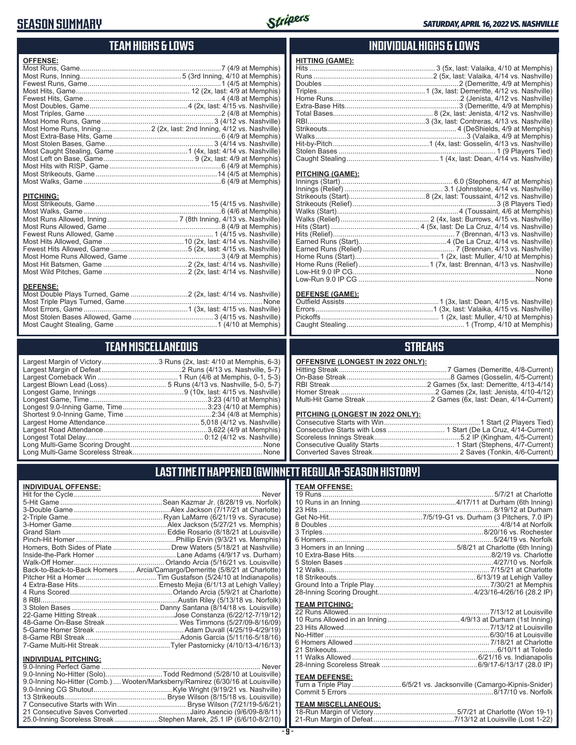# SEASON SUMMARY

SATURDAY, APRIL 16, 2022 VS. NASHVILLE

## TEAM HIGHS & LOWS

**OFFENSE:**

| | |
|---|---|
| Most Runs, Game | 7 (4/9 at Memphis) |
| Most Runs, Inning | 5 (3rd Inning, 4/10 at Memphis) |
| Fewest Runs, Game | 1 (4/5 at Memphis) |
| Most Hits, Game | 12 (2x, last: 4/9 at Memphis) |
| Fewest Hits, Game | 4 (4/8 at Memphis) |
| Most Doubles, Game | 4 (2x, last: 4/15 vs. Nashville) |
| Most Triples, Game | 2 (4/8 at Memphis) |
| Most Home Runs, Game | 3 (4/12 vs. Nashville) |
| Most Home Runs, Inning | 2 (2x, last: 2nd Inning, 4/12 vs. Nashville) |
| Most Extra-Base Hits, Game | 6 (4/9 at Memphis) |
| Most Stolen Bases, Game | 3 (4/14 vs. Nashville) |
| Most Caught Stealing, Game | 1 (4x, last: 4/14 vs. Nashville) |
| Most Left on Base, Game | 9 (2x, last: 4/9 at Memphis) |
| Most Hits with RISP, Game | 6 (4/9 at Memphis) |
| Most Strikeouts, Game | 14 (4/5 at Memphis) |
| Most Walks, Game | 6 (4/9 at Memphis) |

**PITCHING:**

| | |
|---|---|
| Most Strikeouts, Game | 15 (4/15 vs. Nashville) |
| Most Walks, Game | 6 (4/6 at Memphis) |
| Most Runs Allowed, Inning | 7 (8th Inning, 4/13 vs. Nashville) |
| Most Runs Allowed, Game | 8 (4/9 at Memphis) |
| Fewest Runs Allowed, Game | 1 (4/15 vs. Nashville) |
| Most Hits Allowed, Game | 10 (2x, last: 4/14 vs. Nashville) |
| Fewest Hits Allowed, Game | 5 (2x, last: 4/15 vs. Nashville) |
| Most Home Runs Allowed, Game | 3 (4/9 at Memphis) |
| Most Hit Batsmen, Game | 2 (2x, last: 4/14 vs. Nashville) |
| Most Wild Pitches, Game | 2 (2x, last: 4/14 vs. Nashville) |

**DEFENSE:**

| | |
|---|---|
| Most Double Plays Turned, Game | 2 (2x, last: 4/14 vs. Nashville) |
| Most Triple Plays Turned, Game | None |
| Most Errors, Game | 1 (3x, last: 4/15 vs. Nashville) |
| Most Stolen Bases Allowed, Game | 3 (4/15 vs. Nashville) |
| Most Caught Stealing, Game | 1 (4/10 at Memphis) |

## INDIVIDUAL HIGHS & LOWS

**HITTING (GAME):**

| | |
|---|---|
| Hits | 3 (5x, last: Valaika, 4/10 at Memphis) |
| Runs | 2 (5x, last: Valaika, 4/14 vs. Nashville) |
| Doubles | 2 (Demeritte, 4/9 at Memphis) |
| Triples | 1 (3x, last: Demeritte, 4/12 vs. Nashville) |
| Home Runs | 2 (Jenista, 4/12 vs. Nashville) |
| Extra-Base Hits | 3 (Demeritte, 4/9 at Memphis) |
| Total Bases | 8 (2x, last: Jenista, 4/12 vs. Nashville) |
| RBI | 3 (3x, last: Contreras, 4/13 vs. Nashville) |
| Strikeouts | 4 (DeShields, 4/9 at Memphis) |
| Walks | 3 (Valaika, 4/9 at Memphis) |
| Hit-by-Pitch | 1 (4x, last: Gosselin, 4/13 vs. Nashville) |
| Stolen Bases | 1 (9 Players Tied) |
| Caught Stealing | 1 (4x, last: Dean, 4/14 vs. Nashville) |

**PITCHING (GAME):**

| | |
|---|---|
| Innings (Start) | 6.0 (Stephens, 4/7 at Memphis) |
| Innings (Relief) | 3.1 (Johnstone, 4/14 vs. Nashville) |
| Strikeouts (Start) | 8 (2x, last: Toussaint, 4/12 vs. Nashville) |
| Strikeouts (Relief) | 3 (8 Players Tied) |
| Walks (Start) | 4 (Toussaint, 4/6 at Memphis) |
| Walks (Relief) | 2 (4x, last: Burrows, 4/15 vs. Nashville) |
| Hits (Start) | 4 (5x, last: De La Cruz, 4/14 vs. Nashville) |
| Hits (Relief) | 7 (Brennan, 4/13 vs. Nashville) |
| Earned Runs (Start) | 4 (De La Cruz, 4/14 vs. Nashville) |
| Earned Runs (Relief) | 7 (Brennan, 4/13 vs. Nashville) |
| Home Runs (Start) | 1 (2x, last: Muller, 4/10 at Memphis) |
| Home Runs (Relief) | 1 (7x, last: Brennan, 4/13 vs. Nashville) |
| Low-Hit 9.0 IP CG | None |
| Low-Run 9.0 IP CG | None |

**DEFENSE (GAME):**

| | |
|---|---|
| Outfield Assists | 1 (3x, last: Dean, 4/15 vs. Nashville) |
| Errors | 1 (3x, last: Valaika, 4/15 vs. Nashville) |
| Pickoffs | 1 (2x, last: Muller, 4/10 at Memphis) |
| Caught Stealing | 1 (Tromp, 4/10 at Memphis) |

## TEAM MISCELLANEOUS

| | |
|---|---|
| Largest Margin of Victory | 3 Runs (2x, last: 4/10 at Memphis, 6-3) |
| Largest Margin of Defeat | 2 Runs (4/13 vs. Nashville, 5-7) |
| Largest Comeback Win | 1 Run (4/6 at Memphis, 0-1, 5-3) |
| Largest Blown Lead (Loss) | 5 Runs (4/13 vs. Nashville, 5-0, 5-7) |
| Longest Game, Innings | 9 (10x, last: 4/15 vs. Nashville) |
| Longest Game, Time | 3:23 (4/10 at Memphis) |
| Longest 9.0-Inning Game, Time | 3:23 (4/10 at Memphis) |
| Shortest 9.0-Inning Game, Time | 2:34 (4/8 at Memphis) |
| Largest Home Attendance | 5,018 (4/12 vs. Nashville) |
| Largest Road Attendance | 3,622 (4/9 at Memphis) |
| Longest Total Delay | 0:12 (4/12 vs. Nashville) |
| Long Multi-Game Scoring Drought | None |
| Long Multi-Game Scoreless Streak | None |

## STREAKS

**OFFENSIVE (LONGEST IN 2022 ONLY):**

| | |
|---|---|
| Hitting Streak | 7 Games (Demeritte, 4/8-Current) |
| On-Base Streak | 8 Games (Gosselin, 4/5-Current) |
| RBI Streak | 2 Games (5x, last: Demeritte, 4/13-4/14) |
| Homer Streak | 2 Games (2x, last: Jenista, 4/10-4/12) |
| Multi-Hit Game Streak | 2 Games (6x, last: Dean, 4/14-Current) |

**PITCHING (LONGEST IN 2022 ONLY):**

| | |
|---|---|
| Consecutive Starts with Win | 1 Start (2 Players Tied) |
| Consecutive Starts with Loss | 1 Start (De La Cruz, 4/14-Current) |
| Scoreless Innings Streak | 5.2 IP (Kingham, 4/5-Current) |
| Consecutive Quality Starts | 1 Start (Stephens, 4/7-Current) |
| Converted Saves Streak | 2 Saves (Tonkin, 4/6-Current) |

## LAST TIME IT HAPPENED (GWINNETT REGULAR-SEASON HISTORY)

**INDIVIDUAL OFFENSE:**

| | |
|---|---|
| Hit for the Cycle | Never |
| 5-Hit Game | Sean Kazmar Jr. (8/28/19 vs. Norfolk) |
| 3-Double Game | Alex Jackson (7/17/21 at Charlotte) |
| 2-Triple Game | Ryan LaMarre (6/21/19 vs. Syracuse) |
| 3-Homer Game | Alex Jackson (5/27/21 vs. Memphis) |
| Grand Slam | Eddie Rosario (8/18/21 at Louisville) |
| Pinch-Hit Homer | Phillip Ervin (9/3/21 vs. Memphis) |
| Homers, Both Sides of Plate | Drew Waters (5/18/21 at Nashville) |
| Inside-the-Park Homer | Lane Adams (4/9/17 vs. Durham) |
| Walk-Off Homer | Orlando Arcia (5/16/21 vs. Louisville) |
| Back-to-Back-to-Back Homers | Arcia/Camargo/Demeritte (5/8/21 at Charlotte) |
| Pitcher Hit a Homer | Tim Gustafson (5/24/10 at Indianapolis) |
| 4 Extra-Base Hits | Ernesto Mejia (6/1/13 at Lehigh Valley) |
| 4 Runs Scored | Orlando Arcia (5/9/21 at Charlotte) |
| 8 RBI | Austin Riley (5/13/18 vs. Norfolk) |
| 3 Stolen Bases | Danny Santana (8/14/18 vs. Louisville) |
| 22-Game Hitting Streak | Jose Constanza (6/22/12-7/19/12) |
| 48-Game On-Base Streak | Wes Timmons (5/27/09-8/16/09) |
| 5-Game Homer Streak | Adam Duvall (4/25/19-4/29/19) |
| 8-Game RBI Streak | Adonis Garcia (5/11/16-5/18/16) |
| 7-Game Multi-Hit Streak | Tyler Pastornicky (4/10/13-4/16/13) |

**INDIVIDUAL PITCHING:**

| | |
|---|---|
| 9.0-Inning Perfect Game | Never |
| 9.0-Inning No-Hitter (Solo) | Todd Redmond (5/28/10 at Louisville) |
| 9.0-Inning No-Hitter (Comb.) | Wooten/Marksberry/Ramirez (6/30/16 at Louisville) |
| 9.0-Inning CG Shutout | Kyle Wright (9/19/21 vs. Nashville) |
| 13 Strikeouts | Bryse Wilson (8/15/18 vs. Louisville) |
| 7 Consecutive Starts with Win | Bryse Wilson (7/21/19-5/6/21) |
| 21 Consecutive Saves Converted | Jairo Asencio (9/6/09-8/8/11) |
| 25.0-Inning Scoreless Streak | Stephen Marek, 25.1 IP (6/6/10-8/2/10) |

**TEAM OFFENSE:**

| | |
|---|---|
| 19 Runs | 5/7/21 at Charlotte |
| 10 Runs in an Inning | 4/17/11 at Durham (6th Inning) |
| 23 Hits | 8/19/12 at Durham |
| Get No-Hit | 7/5/19-G1 vs. Durham (3 Pitchers, 7.0 IP) |
| 8 Doubles | 4/8/14 at Norfolk |
| 3 Triples | 8/20/16 vs. Rochester |
| 6 Homers | 5/24/19 vs. Norfolk |
| 3 Homers in an Inning | 5/8/21 at Charlotte (6th Inning) |
| 10 Extra-Base Hits | 8/2/19 vs. Charlotte |
| 5 Stolen Bases | 4/27/10 vs. Norfolk |
| 12 Walks | 7/15/21 at Charlotte |
| 18 Strikeouts | 6/13/19 at Lehigh Valley |
| Ground Into a Triple Play | 7/30/21 at Memphis |
| 28-Inning Scoring Drought | 4/23/16-4/26/16 (28.2 IP) |

**TEAM PITCHING:**

| | |
|---|---|
| 22 Runs Allowed | 7/13/12 at Louisville |
| 10 Runs Allowed in an Inning | 4/9/13 at Durham (1st Inning) |
| 23 Hits Allowed | 7/13/12 at Louisville |
| No-Hitter | 6/30/16 at Louisville |
| 6 Homers Allowed | 7/18/21 at Charlotte |
| 21 Strikeouts | 6/10/11 at Toledo |
| 11 Walks Allowed | 6/21/16 vs. Indianapolis |
| 28-Inning Scoreless Streak | 6/9/17-6/13/17 (28.0 IP) |

**TEAM DEFENSE:**

| | |
|---|---|
| Turn a Triple Play | 6/5/21 vs. Jacksonville (Camargo-Kipnis-Snider) |
| Commit 5 Errors | 8/17/10 vs. Norfolk |

**TEAM MISCELLANEOUS:**

| | |
|---|---|
| 18-Run Margin of Victory | 5/7/21 at Charlotte (Won 19-1) |
| 21-Run Margin of Defeat | 7/13/12 at Louisville (Lost 1-22) |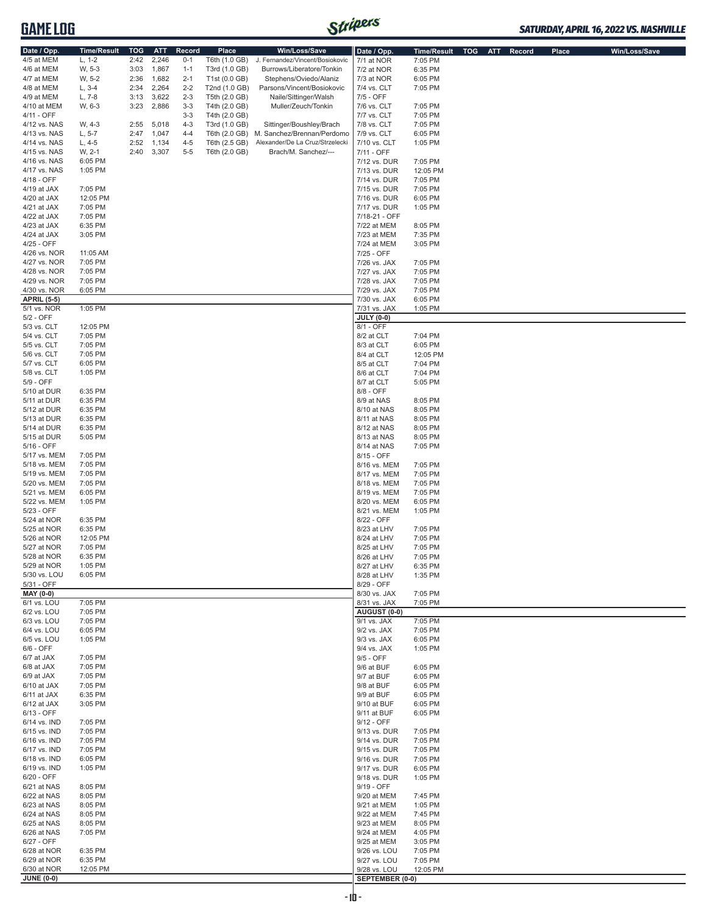# GAME LOG

*SATURDAY, APRIL 16, 2022 VS. NASHVILLE*

| Date / Opp. | Time/Result | TOG | ATT | Record | Place | Win/Loss/Save |
|---|---|---|---|---|---|---|
| 4/5 at MEM | L, 1-2 | 2:42 | 2,246 | 0-1 | T6th (1.0 GB) | J. Fernandez/Vincent/Bosiokovic |
| 4/6 at MEM | W, 5-3 | 3:03 | 1,867 | 1-1 | T3rd (1.0 GB) | Burrows/Liberatore/Tonkin |
| 4/7 at MEM | W, 5-2 | 2:36 | 1,682 | 2-1 | T1st (0.0 GB) | Stephens/Oviedo/Alaniz |
| 4/8 at MEM | L, 3-4 | 2:34 | 2,264 | 2-2 | T2nd (1.0 GB) | Parsons/Vincent/Bosiokovic |
| 4/9 at MEM | L, 7-8 | 3:13 | 3,622 | 2-3 | T5th (2.0 GB) | Naile/Sittinger/Walsh |
| 4/10 at MEM | W, 6-3 | 3:23 | 2,886 | 3-3 | T4th (2.0 GB) | Muller/Zeuch/Tonkin |
| 4/11 - OFF | | | | 3-3 | T4th (2.0 GB) | |
| 4/12 vs. NAS | W, 4-3 | 2:55 | 5,018 | 4-3 | T3rd (1.0 GB) | Sittinger/Boushley/Brach |
| 4/13 vs. NAS | L, 5-7 | 2:47 | 1,047 | 4-4 | T6th (2.0 GB) | M. Sanchez/Brennan/Perdomo |
| 4/14 vs. NAS | L, 4-5 | 2:52 | 1,134 | 4-5 | T6th (2.5 GB) | Alexander/De La Cruz/Strzelecki |
| 4/15 vs. NAS | W, 2-1 | 2:40 | 3,307 | 5-5 | T6th (2.0 GB) | Brach/M. Sanchez/--- |
| 4/16 vs. NAS | 6:05 PM | | | | | |
| 4/17 vs. NAS | 1:05 PM | | | | | |
| 4/18 - OFF | | | | | | |
| 4/19 at JAX | 7:05 PM | | | | | |
| 4/20 at JAX | 12:05 PM | | | | | |
| 4/21 at JAX | 7:05 PM | | | | | |
| 4/22 at JAX | 7:05 PM | | | | | |
| 4/23 at JAX | 6:35 PM | | | | | |
| 4/24 at JAX | 3:05 PM | | | | | |
| 4/25 - OFF | | | | | | |
| 4/26 vs. NOR | 11:05 AM | | | | | |
| 4/27 vs. NOR | 7:05 PM | | | | | |
| 4/28 vs. NOR | 7:05 PM | | | | | |
| 4/29 vs. NOR | 7:05 PM | | | | | |
| 4/30 vs. NOR | 6:05 PM | | | | | |
| **APRIL (5-5)** | | | | | | |
| 5/1 vs. NOR | 1:05 PM | | | | | |
| 5/2 - OFF | | | | | | |
| 5/3 vs. CLT | 12:05 PM | | | | | |
| 5/4 vs. CLT | 7:05 PM | | | | | |
| 5/5 vs. CLT | 7:05 PM | | | | | |
| 5/6 vs. CLT | 7:05 PM | | | | | |
| 5/7 vs. CLT | 6:05 PM | | | | | |
| 5/8 vs. CLT | 1:05 PM | | | | | |
| 5/9 - OFF | | | | | | |
| 5/10 at DUR | 6:35 PM | | | | | |
| 5/11 at DUR | 6:35 PM | | | | | |
| 5/12 at DUR | 6:35 PM | | | | | |
| 5/13 at DUR | 6:35 PM | | | | | |
| 5/14 at DUR | 6:35 PM | | | | | |
| 5/15 at DUR | 5:05 PM | | | | | |
| 5/16 - OFF | | | | | | |
| 5/17 vs. MEM | 7:05 PM | | | | | |
| 5/18 vs. MEM | 7:05 PM | | | | | |
| 5/19 vs. MEM | 7:05 PM | | | | | |
| 5/20 vs. MEM | 7:05 PM | | | | | |
| 5/21 vs. MEM | 6:05 PM | | | | | |
| 5/22 vs. MEM | 1:05 PM | | | | | |
| 5/23 - OFF | | | | | | |
| 5/24 at NOR | 6:35 PM | | | | | |
| 5/25 at NOR | 6:35 PM | | | | | |
| 5/26 at NOR | 12:05 PM | | | | | |
| 5/27 at NOR | 7:05 PM | | | | | |
| 5/28 at NOR | 6:35 PM | | | | | |
| 5/29 at NOR | 1:05 PM | | | | | |
| 5/30 vs. LOU | 6:05 PM | | | | | |
| 5/31 - OFF | | | | | | |
| **MAY (0-0)** | | | | | | |
| 6/1 vs. LOU | 7:05 PM | | | | | |
| 6/2 vs. LOU | 7:05 PM | | | | | |
| 6/3 vs. LOU | 7:05 PM | | | | | |
| 6/4 vs. LOU | 6:05 PM | | | | | |
| 6/5 vs. LOU | 1:05 PM | | | | | |
| 6/6 - OFF | | | | | | |
| 6/7 at JAX | 7:05 PM | | | | | |
| 6/8 at JAX | 7:05 PM | | | | | |
| 6/9 at JAX | 7:05 PM | | | | | |
| 6/10 at JAX | 7:05 PM | | | | | |
| 6/11 at JAX | 6:35 PM | | | | | |
| 6/12 at JAX | 3:05 PM | | | | | |
| 6/13 - OFF | | | | | | |
| 6/14 vs. IND | 7:05 PM | | | | | |
| 6/15 vs. IND | 7:05 PM | | | | | |
| 6/16 vs. IND | 7:05 PM | | | | | |
| 6/17 vs. IND | 7:05 PM | | | | | |
| 6/18 vs. IND | 6:05 PM | | | | | |
| 6/19 vs. IND | 1:05 PM | | | | | |
| 6/20 - OFF | | | | | | |
| 6/21 at NAS | 8:05 PM | | | | | |
| 6/22 at NAS | 8:05 PM | | | | | |
| 6/23 at NAS | 8:05 PM | | | | | |
| 6/24 at NAS | 8:05 PM | | | | | |
| 6/25 at NAS | 8:05 PM | | | | | |
| 6/26 at NAS | 7:05 PM | | | | | |
| 6/27 - OFF | | | | | | |
| 6/28 at NOR | 6:35 PM | | | | | |
| 6/29 at NOR | 6:35 PM | | | | | |
| 6/30 at NOR | 12:05 PM | | | | | |
| **JUNE (0-0)** | | | | | | |

| Date / Opp. | Time/Result | TOG | ATT | Record | Place | Win/Loss/Save |
|---|---|---|---|---|---|---|
| 7/1 at NOR | 7:05 PM | | | | | |
| 7/2 at NOR | 6:35 PM | | | | | |
| 7/3 at NOR | 6:05 PM | | | | | |
| 7/4 vs. CLT | 7:05 PM | | | | | |
| 7/5 - OFF | | | | | | |
| 7/6 vs. CLT | 7:05 PM | | | | | |
| 7/7 vs. CLT | 7:05 PM | | | | | |
| 7/8 vs. CLT | 7:05 PM | | | | | |
| 7/9 vs. CLT | 6:05 PM | | | | | |
| 7/10 vs. CLT | 1:05 PM | | | | | |
| 7/11 - OFF | | | | | | |
| 7/12 vs. DUR | 7:05 PM | | | | | |
| 7/13 vs. DUR | 12:05 PM | | | | | |
| 7/14 vs. DUR | 7:05 PM | | | | | |
| 7/15 vs. DUR | 7:05 PM | | | | | |
| 7/16 vs. DUR | 6:05 PM | | | | | |
| 7/17 vs. DUR | 1:05 PM | | | | | |
| 7/18-21 - OFF | | | | | | |
| 7/22 at MEM | 8:05 PM | | | | | |
| 7/23 at MEM | 7:35 PM | | | | | |
| 7/24 at MEM | 3:05 PM | | | | | |
| 7/25 - OFF | | | | | | |
| 7/26 vs. JAX | 7:05 PM | | | | | |
| 7/27 vs. JAX | 7:05 PM | | | | | |
| 7/28 vs. JAX | 7:05 PM | | | | | |
| 7/29 vs. JAX | 7:05 PM | | | | | |
| 7/30 vs. JAX | 6:05 PM | | | | | |
| 7/31 vs. JAX | 1:05 PM | | | | | |
| **JULY (0-0)** | | | | | | |
| 8/1 - OFF | | | | | | |
| 8/2 at CLT | 7:04 PM | | | | | |
| 8/3 at CLT | 6:05 PM | | | | | |
| 8/4 at CLT | 12:05 PM | | | | | |
| 8/5 at CLT | 7:04 PM | | | | | |
| 8/6 at CLT | 7:04 PM | | | | | |
| 8/7 at CLT | 5:05 PM | | | | | |
| 8/8 - OFF | | | | | | |
| 8/9 at NAS | 8:05 PM | | | | | |
| 8/10 at NAS | 8:05 PM | | | | | |
| 8/11 at NAS | 8:05 PM | | | | | |
| 8/12 at NAS | 8:05 PM | | | | | |
| 8/13 at NAS | 8:05 PM | | | | | |
| 8/14 at NAS | 7:05 PM | | | | | |
| 8/15 - OFF | | | | | | |
| 8/16 vs. MEM | 7:05 PM | | | | | |
| 8/17 vs. MEM | 7:05 PM | | | | | |
| 8/18 vs. MEM | 7:05 PM | | | | | |
| 8/19 vs. MEM | 7:05 PM | | | | | |
| 8/20 vs. MEM | 6:05 PM | | | | | |
| 8/21 vs. MEM | 1:05 PM | | | | | |
| 8/22 - OFF | | | | | | |
| 8/23 at LHV | 7:05 PM | | | | | |
| 8/24 at LHV | 7:05 PM | | | | | |
| 8/25 at LHV | 7:05 PM | | | | | |
| 8/26 at LHV | 7:05 PM | | | | | |
| 8/27 at LHV | 6:35 PM | | | | | |
| 8/28 at LHV | 1:35 PM | | | | | |
| 8/29 - OFF | | | | | | |
| 8/30 vs. JAX | 7:05 PM | | | | | |
| 8/31 vs. JAX | 7:05 PM | | | | | |
| **AUGUST (0-0)** | | | | | | |
| 9/1 vs. JAX | 7:05 PM | | | | | |
| 9/2 vs. JAX | 7:05 PM | | | | | |
| 9/3 vs. JAX | 6:05 PM | | | | | |
| 9/4 vs. JAX | 1:05 PM | | | | | |
| 9/5 - OFF | | | | | | |
| 9/6 at BUF | 6:05 PM | | | | | |
| 9/7 at BUF | 6:05 PM | | | | | |
| 9/8 at BUF | 6:05 PM | | | | | |
| 9/9 at BUF | 6:05 PM | | | | | |
| 9/10 at BUF | 6:05 PM | | | | | |
| 9/11 at BUF | 6:05 PM | | | | | |
| 9/12 - OFF | | | | | | |
| 9/13 vs. DUR | 7:05 PM | | | | | |
| 9/14 vs. DUR | 7:05 PM | | | | | |
| 9/15 vs. DUR | 7:05 PM | | | | | |
| 9/16 vs. DUR | 7:05 PM | | | | | |
| 9/17 vs. DUR | 6:05 PM | | | | | |
| 9/18 vs. DUR | 1:05 PM | | | | | |
| 9/19 - OFF | | | | | | |
| 9/20 at MEM | 7:45 PM | | | | | |
| 9/21 at MEM | 1:05 PM | | | | | |
| 9/22 at MEM | 7:45 PM | | | | | |
| 9/23 at MEM | 8:05 PM | | | | | |
| 9/24 at MEM | 4:05 PM | | | | | |
| 9/25 at MEM | 3:05 PM | | | | | |
| 9/26 vs. LOU | 7:05 PM | | | | | |
| 9/27 vs. LOU | 7:05 PM | | | | | |
| 9/28 vs. LOU | 12:05 PM | | | | | |
| **SEPTEMBER (0-0)** | | | | | | |